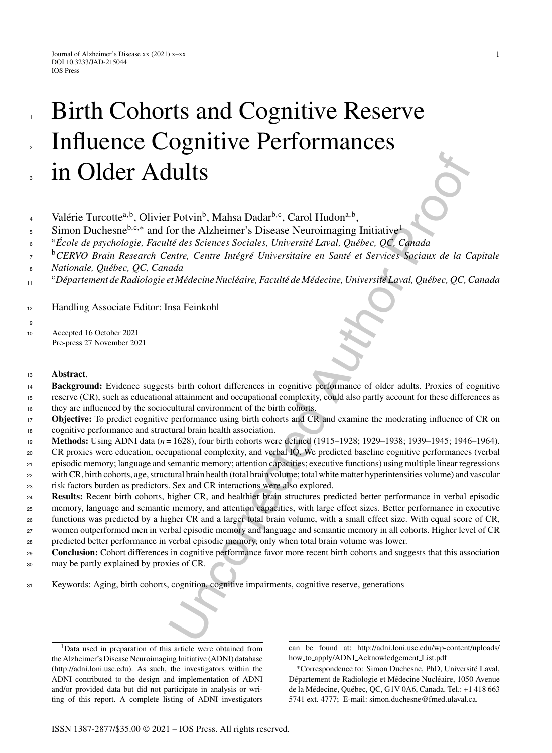# Birth Cohorts and Cognitive Reserve Influence Cognitive Performances in Older Adults

Valérie Turcotte[a,b], Olivier Potvin[b], Mahsa Dadar[b,c], Carol Hudon[a,b], Simon Duchesne[b,c,*] and for the Alzheimer's Disease Neuroimaging Initiative[1]

[a] *École de psychologie, Faculté des Sciences Sociales, Université Laval, Québec, QC, Canada*

[b] *CERVO Brain Research Centre, Centre Intégré Universitaire en Santé et Services Sociaux de la Capitale Nationale, Québec, QC, Canada*

[c] *Département de Radiologie et Médecine Nucléaire, Faculté de Médecine, Université Laval, Québec, QC, Canada*

Handling Associate Editor: Insa Feinkohl

Accepted 16 October 2021
Pre-press 27 November 2021

**Abstract**.

**Background:** Evidence suggests birth cohort differences in cognitive performance of older adults. Proxies of cognitive reserve (CR), such as educational attainment and occupational complexity, could also partly account for these differences as they are influenced by the sociocultural environment of the birth cohorts.

**Objective:** To predict cognitive performance using birth cohorts and CR and examine the moderating influence of CR on cognitive performance and structural brain health association.

**Methods:** Using ADNI data ($n = 1628$), four birth cohorts were defined (1915–1928; 1929–1938; 1939–1945; 1946–1964). CR proxies were education, occupational complexity, and verbal IQ. We predicted baseline cognitive performances (verbal episodic memory; language and semantic memory; attention capacities; executive functions) using multiple linear regressions with CR, birth cohorts, age, structural brain health (total brain volume; total white matter hyperintensities volume) and vascular risk factors burden as predictors. Sex and CR interactions were also explored.

**Results:** Recent birth cohorts, higher CR, and healthier brain structures predicted better performance in verbal episodic memory, language and semantic memory, and attention capacities, with large effect sizes. Better performance in executive functions was predicted by a higher CR and a larger total brain volume, with a small effect size. With equal score of CR, women outperformed men in verbal episodic memory and language and semantic memory in all cohorts. Higher level of CR predicted better performance in verbal episodic memory, only when total brain volume was lower.

**Conclusion:** Cohort differences in cognitive performance favor more recent birth cohorts and suggests that this association may be partly explained by proxies of CR.

Keywords: Aging, birth cohorts, cognition, cognitive impairments, cognitive reserve, generations

[1] Data used in preparation of this article were obtained from the Alzheimer's Disease Neuroimaging Initiative (ADNI) database (http://adni.loni.usc.edu). As such, the investigators within the ADNI contributed to the design and implementation of ADNI and/or provided data but did not participate in analysis or writing of this report. A complete listing of ADNI investigators can be found at: http://adni.loni.usc.edu/wp-content/uploads/how_to_apply/ADNI_Acknowledgement_List.pdf

*Correspondence to: Simon Duchesne, PhD, Université Laval, Département de Radiologie et Médecine Nucléaire, 1050 Avenue de la Médecine, Québec, QC, G1V 0A6, Canada. Tel.: +1 418 663 5741 ext. 4777; E-mail: simon.duchesne@fmed.ulaval.ca.

ISSN 1387-2877/$35.00 © 2021 – IOS Press. All rights reserved.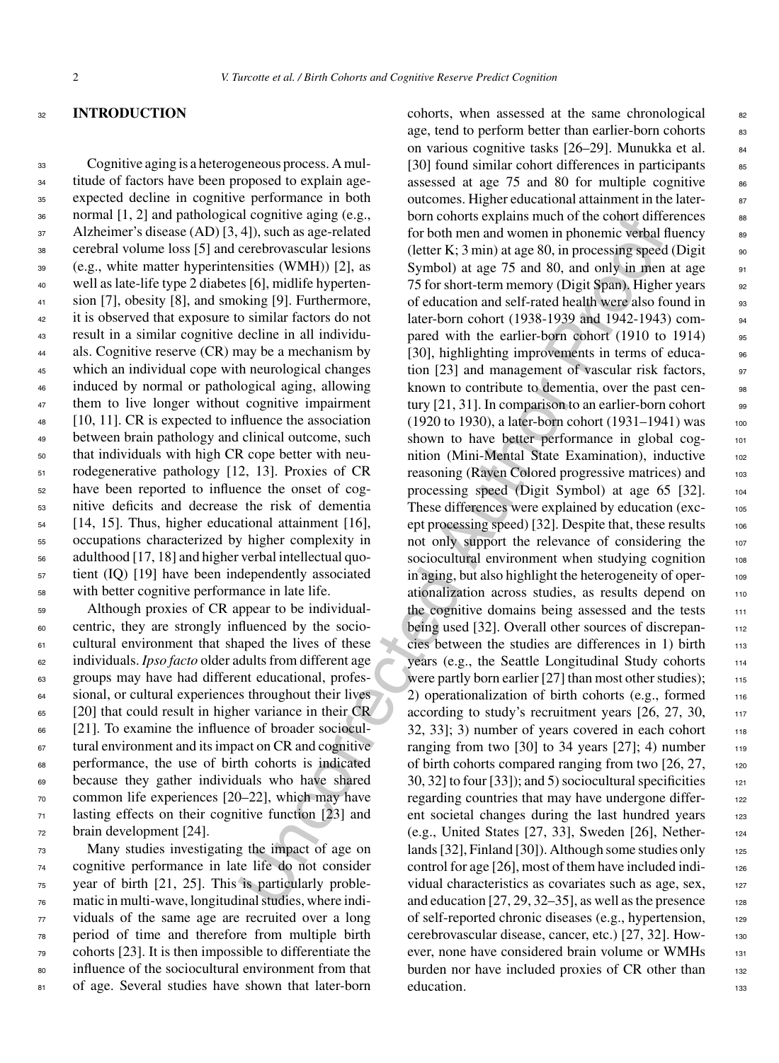## INTRODUCTION

Cognitive aging is a heterogeneous process. A multitude of factors have been proposed to explain age-expected decline in cognitive performance in both normal [1, 2] and pathological cognitive aging (e.g., Alzheimer's disease (AD) [3, 4]), such as age-related cerebral volume loss [5] and cerebrovascular lesions (e.g., white matter hyperintensities (WMH)) [2], as well as late-life type 2 diabetes [6], midlife hypertension [7], obesity [8], and smoking [9]. Furthermore, it is observed that exposure to similar factors do not result in a similar cognitive decline in all individuals. Cognitive reserve (CR) may be a mechanism by which an individual cope with neurological changes induced by normal or pathological aging, allowing them to live longer without cognitive impairment [10, 11]. CR is expected to influence the association between brain pathology and clinical outcome, such that individuals with high CR cope better with neurodegenerative pathology [12, 13]. Proxies of CR have been reported to influence the onset of cognitive deficits and decrease the risk of dementia [14, 15]. Thus, higher educational attainment [16], occupations characterized by higher complexity in adulthood [17, 18] and higher verbal intellectual quotient (IQ) [19] have been independently associated with better cognitive performance in late life.

Although proxies of CR appear to be individual-centric, they are strongly influenced by the sociocultural environment that shaped the lives of these individuals. *Ipso facto* older adults from different age groups may have had different educational, professional, or cultural experiences throughout their lives [20] that could result in higher variance in their CR [21]. To examine the influence of broader sociocultural environment and its impact on CR and cognitive performance, the use of birth cohorts is indicated because they gather individuals who have shared common life experiences [20–22], which may have lasting effects on their cognitive function [23] and brain development [24].

Many studies investigating the impact of age on cognitive performance in late life do not consider year of birth [21, 25]. This is particularly problematic in multi-wave, longitudinal studies, where individuals of the same age are recruited over a long period of time and therefore from multiple birth cohorts [23]. It is then impossible to differentiate the influence of the sociocultural environment from that of age. Several studies have shown that later-born cohorts, when assessed at the same chronological age, tend to perform better than earlier-born cohorts on various cognitive tasks [26–29]. Munukka et al. [30] found similar cohort differences in participants assessed at age 75 and 80 for multiple cognitive outcomes. Higher educational attainment in the later-born cohorts explains much of the cohort differences for both men and women in phonemic verbal fluency (letter K; 3 min) at age 80, in processing speed (Digit Symbol) at age 75 and 80, and only in men at age 75 for short-term memory (Digit Span). Higher years of education and self-rated health were also found in later-born cohort (1938-1939 and 1942-1943) compared with the earlier-born cohort (1910 to 1914) [30], highlighting improvements in terms of education [23] and management of vascular risk factors, known to contribute to dementia, over the past century [21, 31]. In comparison to an earlier-born cohort (1920 to 1930), a later-born cohort (1931–1941) was shown to have better performance in global cognition (Mini-Mental State Examination), inductive reasoning (Raven Colored progressive matrices) and processing speed (Digit Symbol) at age 65 [32]. These differences were explained by education (except processing speed) [32]. Despite that, these results not only support the relevance of considering the sociocultural environment when studying cognition in aging, but also highlight the heterogeneity of operationalization across studies, as results depend on the cognitive domains being assessed and the tests being used [32]. Overall other sources of discrepancies between the studies are differences in 1) birth years (e.g., the Seattle Longitudinal Study cohorts were partly born earlier [27] than most other studies); 2) operationalization of birth cohorts (e.g., formed according to study's recruitment years [26, 27, 30, 32, 33]; 3) number of years covered in each cohort ranging from two [30] to 34 years [27]; 4) number of birth cohorts compared ranging from two [26, 27, 30, 32] to four [33]); and 5) sociocultural specificities regarding countries that may have undergone different societal changes during the last hundred years (e.g., United States [27, 33], Sweden [26], Netherlands [32], Finland [30]). Although some studies only control for age [26], most of them have included individual characteristics as covariates such as age, sex, and education [27, 29, 32–35], as well as the presence of self-reported chronic diseases (e.g., hypertension, cerebrovascular disease, cancer, etc.) [27, 32]. However, none have considered brain volume or WMHs burden nor have included proxies of CR other than education.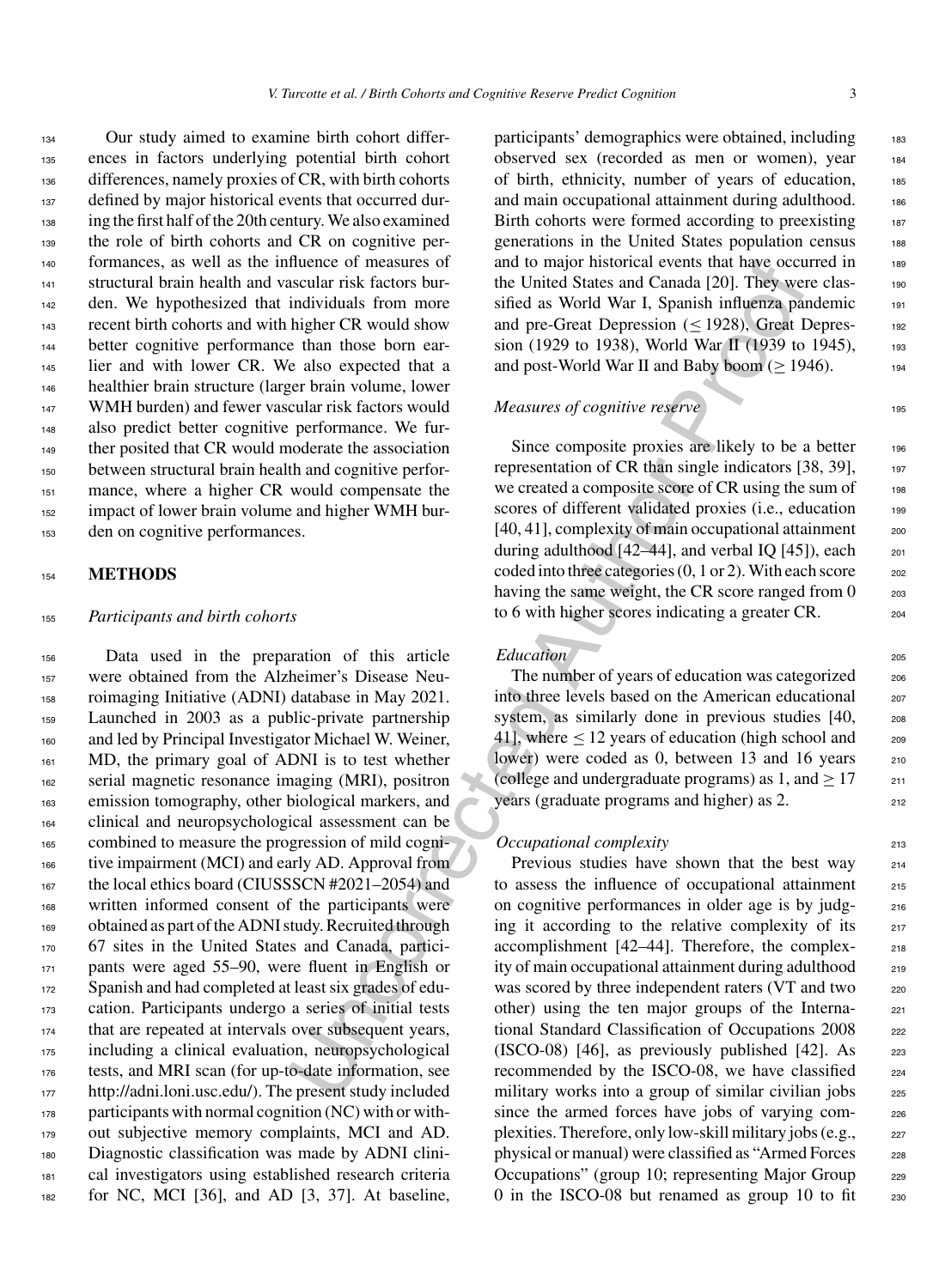Our study aimed to examine birth cohort differences in factors underlying potential birth cohort differences, namely proxies of CR, with birth cohorts defined by major historical events that occurred during the first half of the 20th century. We also examined the role of birth cohorts and CR on cognitive performances, as well as the influence of measures of structural brain health and vascular risk factors burden. We hypothesized that individuals from more recent birth cohorts and with higher CR would show better cognitive performance than those born earlier and with lower CR. We also expected that a healthier brain structure (larger brain volume, lower WMH burden) and fewer vascular risk factors would also predict better cognitive performance. We further posited that CR would moderate the association between structural brain health and cognitive performance, where a higher CR would compensate the impact of lower brain volume and higher WMH burden on cognitive performances.

## METHODS

### *Participants and birth cohorts*

Data used in the preparation of this article were obtained from the Alzheimer's Disease Neuroimaging Initiative (ADNI) database in May 2021. Launched in 2003 as a public-private partnership and led by Principal Investigator Michael W. Weiner, MD, the primary goal of ADNI is to test whether serial magnetic resonance imaging (MRI), positron emission tomography, other biological markers, and clinical and neuropsychological assessment can be combined to measure the progression of mild cognitive impairment (MCI) and early AD. Approval from the local ethics board (CIUSSSCN #2021–2054) and written informed consent of the participants were obtained as part of the ADNI study. Recruited through 67 sites in the United States and Canada, participants were aged 55–90, were fluent in English or Spanish and had completed at least six grades of education. Participants undergo a series of initial tests that are repeated at intervals over subsequent years, including a clinical evaluation, neuropsychological tests, and MRI scan (for up-to-date information, see http://adni.loni.usc.edu/). The present study included participants with normal cognition (NC) with or without subjective memory complaints, MCI and AD. Diagnostic classification was made by ADNI clinical investigators using established research criteria for NC, MCI [36], and AD [3, 37]. At baseline, participants' demographics were obtained, including observed sex (recorded as men or women), year of birth, ethnicity, number of years of education, and main occupational attainment during adulthood. Birth cohorts were formed according to preexisting generations in the United States population census and to major historical events that have occurred in the United States and Canada [20]. They were classified as World War I, Spanish influenza pandemic and pre-Great Depression ($\leq 1928$), Great Depression (1929 to 1938), World War II (1939 to 1945), and post-World War II and Baby boom ($\geq 1946$).

### *Measures of cognitive reserve*

Since composite proxies are likely to be a better representation of CR than single indicators [38, 39], we created a composite score of CR using the sum of scores of different validated proxies (i.e., education [40, 41], complexity of main occupational attainment during adulthood [42–44], and verbal IQ [45]), each coded into three categories (0, 1 or 2). With each score having the same weight, the CR score ranged from 0 to 6 with higher scores indicating a greater CR.

#### *Education*

The number of years of education was categorized into three levels based on the American educational system, as similarly done in previous studies [40, 41], where $\leq 12$ years of education (high school and lower) were coded as 0, between 13 and 16 years (college and undergraduate programs) as 1, and $\geq 17$ years (graduate programs and higher) as 2.

#### *Occupational complexity*

Previous studies have shown that the best way to assess the influence of occupational attainment on cognitive performances in older age is by judging it according to the relative complexity of its accomplishment [42–44]. Therefore, the complexity of main occupational attainment during adulthood was scored by three independent raters (VT and two other) using the ten major groups of the International Standard Classification of Occupations 2008 (ISCO-08) [46], as previously published [42]. As recommended by the ISCO-08, we have classified military works into a group of similar civilian jobs since the armed forces have jobs of varying complexities. Therefore, only low-skill military jobs (e.g., physical or manual) were classified as "Armed Forces Occupations" (group 10; representing Major Group 0 in the ISCO-08 but renamed as group 10 to fit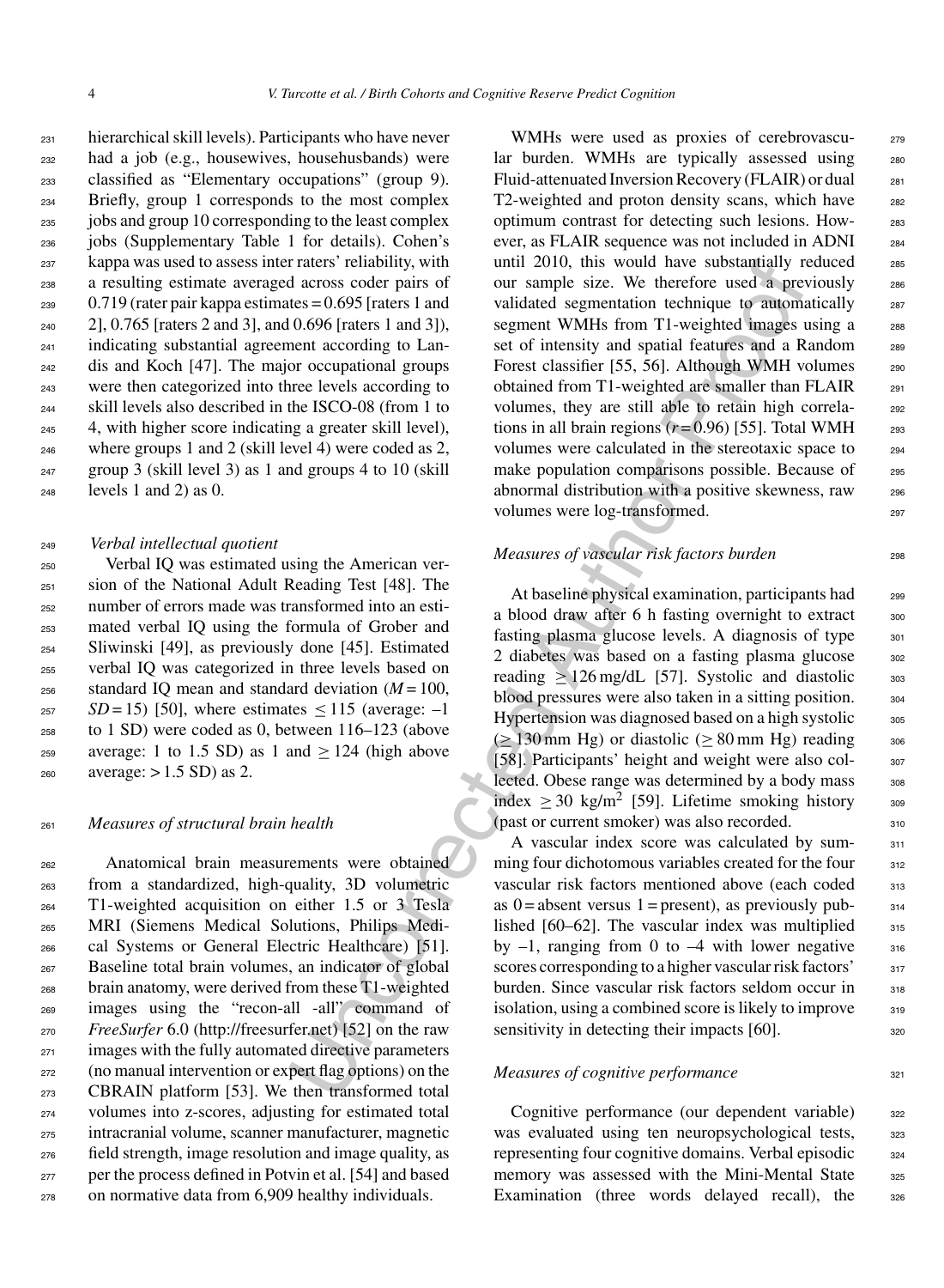hierarchical skill levels). Participants who have never had a job (e.g., housewives, househusbands) were classified as "Elementary occupations" (group 9). Briefly, group 1 corresponds to the most complex jobs and group 10 corresponding to the least complex jobs (Supplementary Table 1 for details). Cohen's kappa was used to assess inter raters' reliability, with a resulting estimate averaged across coder pairs of 0.719 (rater pair kappa estimates = 0.695 [raters 1 and 2], 0.765 [raters 2 and 3], and 0.696 [raters 1 and 3]), indicating substantial agreement according to Landis and Koch [47]. The major occupational groups were then categorized into three levels according to skill levels also described in the ISCO-08 (from 1 to 4, with higher score indicating a greater skill level), where groups 1 and 2 (skill level 4) were coded as 2, group 3 (skill level 3) as 1 and groups 4 to 10 (skill levels 1 and 2) as 0.

### *Verbal intellectual quotient*

Verbal IQ was estimated using the American version of the National Adult Reading Test [48]. The number of errors made was transformed into an estimated verbal IQ using the formula of Grober and Sliwinski [49], as previously done [45]. Estimated verbal IQ was categorized in three levels based on standard IQ mean and standard deviation ($M = 100$, $SD = 15$) [50], where estimates $\leq 115$ (average: –1 to 1 SD) were coded as 0, between 116–123 (above average: 1 to 1.5 SD) as 1 and $\geq 124$ (high above average: $> 1.5$ SD) as 2.

### *Measures of structural brain health*

Anatomical brain measurements were obtained from a standardized, high-quality, 3D volumetric T1-weighted acquisition on either 1.5 or 3 Tesla MRI (Siemens Medical Solutions, Philips Medical Systems or General Electric Healthcare) [51]. Baseline total brain volumes, an indicator of global brain anatomy, were derived from these T1-weighted images using the "recon-all -all" command of *FreeSurfer* 6.0 (http://freesurfer.net) [52] on the raw images with the fully automated directive parameters (no manual intervention or expert flag options) on the CBRAIN platform [53]. We then transformed total volumes into z-scores, adjusting for estimated total intracranial volume, scanner manufacturer, magnetic field strength, image resolution and image quality, as per the process defined in Potvin et al. [54] and based on normative data from 6,909 healthy individuals.

WMHs were used as proxies of cerebrovascular burden. WMHs are typically assessed using Fluid-attenuated Inversion Recovery (FLAIR) or dual T2-weighted and proton density scans, which have optimum contrast for detecting such lesions. However, as FLAIR sequence was not included in ADNI until 2010, this would have substantially reduced our sample size. We therefore used a previously validated segmentation technique to automatically segment WMHs from T1-weighted images using a set of intensity and spatial features and a Random Forest classifier [55, 56]. Although WMH volumes obtained from T1-weighted are smaller than FLAIR volumes, they are still able to retain high correlations in all brain regions ($r = 0.96$) [55]. Total WMH volumes were calculated in the stereotaxic space to make population comparisons possible. Because of abnormal distribution with a positive skewness, raw volumes were log-transformed.

### *Measures of vascular risk factors burden*

At baseline physical examination, participants had a blood draw after 6 h fasting overnight to extract fasting plasma glucose levels. A diagnosis of type 2 diabetes was based on a fasting plasma glucose reading $\geq 126$ mg/dL [57]. Systolic and diastolic blood pressures were also taken in a sitting position. Hypertension was diagnosed based on a high systolic ($\geq 130$ mm Hg) or diastolic ($\geq 80$ mm Hg) reading [58]. Participants' height and weight were also collected. Obese range was determined by a body mass index $\geq 30$ kg/m$^2$ [59]. Lifetime smoking history (past or current smoker) was also recorded.

A vascular index score was calculated by summing four dichotomous variables created for the four vascular risk factors mentioned above (each coded as 0 = absent versus 1 = present), as previously published [60–62]. The vascular index was multiplied by –1, ranging from 0 to –4 with lower negative scores corresponding to a higher vascular risk factors' burden. Since vascular risk factors seldom occur in isolation, using a combined score is likely to improve sensitivity in detecting their impacts [60].

### *Measures of cognitive performance*

Cognitive performance (our dependent variable) was evaluated using ten neuropsychological tests, representing four cognitive domains. Verbal episodic memory was assessed with the Mini-Mental State Examination (three words delayed recall), the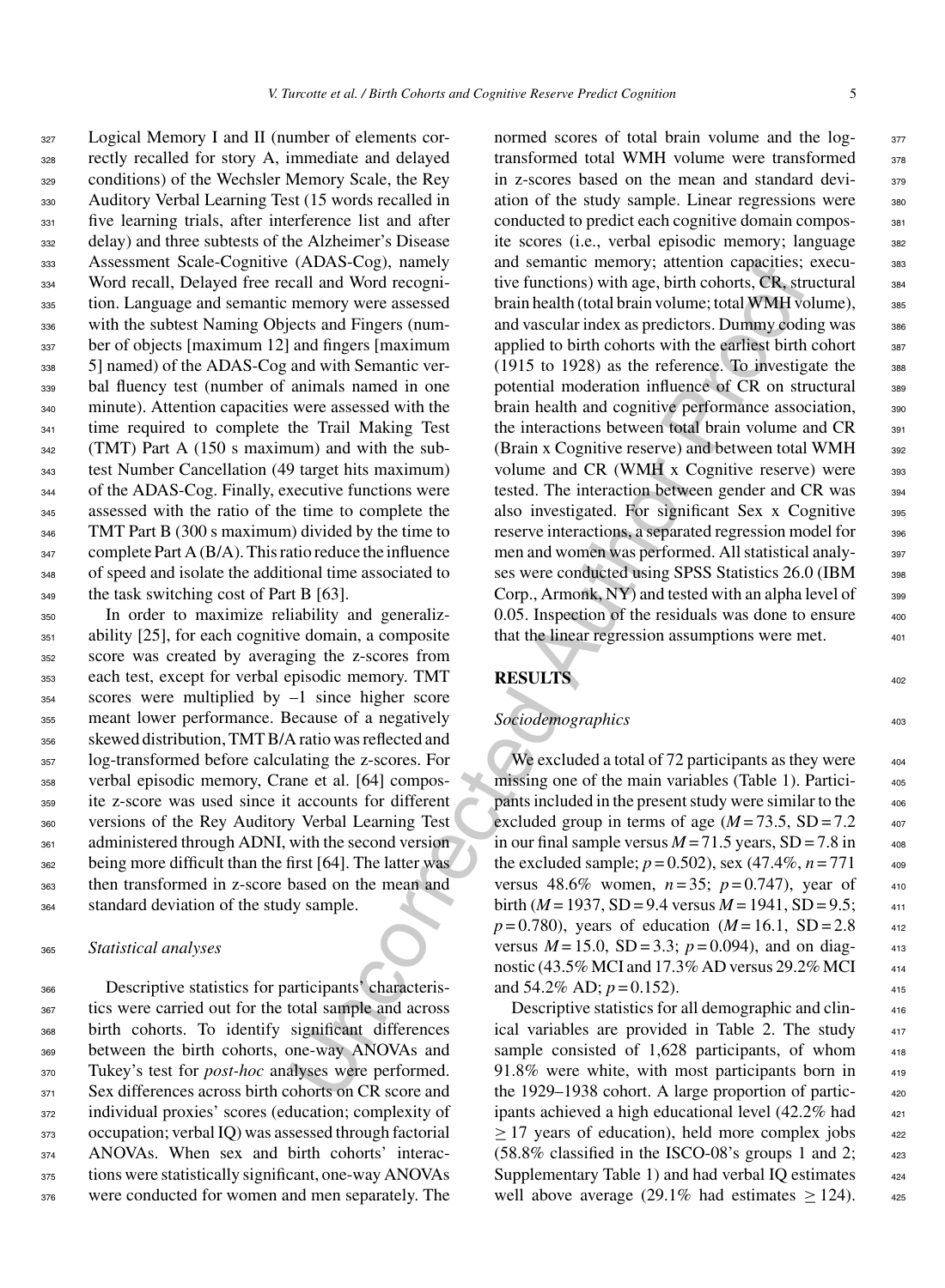Logical Memory I and II (number of elements correctly recalled for story A, immediate and delayed conditions) of the Wechsler Memory Scale, the Rey Auditory Verbal Learning Test (15 words recalled in five learning trials, after interference list and after delay) and three subtests of the Alzheimer's Disease Assessment Scale-Cognitive (ADAS-Cog), namely Word recall, Delayed free recall and Word recognition. Language and semantic memory were assessed with the subtest Naming Objects and Fingers (number of objects [maximum 12] and fingers [maximum 5] named) of the ADAS-Cog and with Semantic verbal fluency test (number of animals named in one minute). Attention capacities were assessed with the time required to complete the Trail Making Test (TMT) Part A (150 s maximum) and with the subtest Number Cancellation (49 target hits maximum) of the ADAS-Cog. Finally, executive functions were assessed with the ratio of the time to complete the TMT Part B (300 s maximum) divided by the time to complete Part A (B/A). This ratio reduce the influence of speed and isolate the additional time associated to the task switching cost of Part B [63].

In order to maximize reliability and generalizability [25], for each cognitive domain, a composite score was created by averaging the z-scores from each test, except for verbal episodic memory. TMT scores were multiplied by –1 since higher score meant lower performance. Because of a negatively skewed distribution, TMT B/A ratio was reflected and log-transformed before calculating the z-scores. For verbal episodic memory, Crane et al. [64] composite z-score was used since it accounts for different versions of the Rey Auditory Verbal Learning Test administered through ADNI, with the second version being more difficult than the first [64]. The latter was then transformed in z-score based on the mean and standard deviation of the study sample.

### *Statistical analyses*

Descriptive statistics for participants' characteristics were carried out for the total sample and across birth cohorts. To identify significant differences between the birth cohorts, one-way ANOVAs and Tukey's test for *post-hoc* analyses were performed. Sex differences across birth cohorts on CR score and individual proxies' scores (education; complexity of occupation; verbal IQ) was assessed through factorial ANOVAs. When sex and birth cohorts' interactions were statistically significant, one-way ANOVAs were conducted for women and men separately. The normed scores of total brain volume and the log-transformed total WMH volume were transformed in z-scores based on the mean and standard deviation of the study sample. Linear regressions were conducted to predict each cognitive domain composite scores (i.e., verbal episodic memory; language and semantic memory; attention capacities; executive functions) with age, birth cohorts, CR, structural brain health (total brain volume; total WMH volume), and vascular index as predictors. Dummy coding was applied to birth cohorts with the earliest birth cohort (1915 to 1928) as the reference. To investigate the potential moderation influence of CR on structural brain health and cognitive performance association, the interactions between total brain volume and CR (Brain x Cognitive reserve) and between total WMH volume and CR (WMH x Cognitive reserve) were tested. The interaction between gender and CR was also investigated. For significant Sex x Cognitive reserve interactions, a separated regression model for men and women was performed. All statistical analyses were conducted using SPSS Statistics 26.0 (IBM Corp., Armonk, NY) and tested with an alpha level of 0.05. Inspection of the residuals was done to ensure that the linear regression assumptions were met.

## RESULTS

### *Sociodemographics*

We excluded a total of 72 participants as they were missing one of the main variables (Table 1). Participants included in the present study were similar to the excluded group in terms of age ($M = 73.5$, $SD = 7.2$ in our final sample versus $M = 71.5$ years, $SD = 7.8$ in the excluded sample; $p = 0.502$), sex (47.4%, $n = 771$ versus 48.6% women, $n = 35$; $p = 0.747$), year of birth ($M = 1937$, $SD = 9.4$ versus $M = 1941$, $SD = 9.5$; $p = 0.780$), years of education ($M = 16.1$, $SD = 2.8$ versus $M = 15.0$, $SD = 3.3$; $p = 0.094$), and on diagnostic (43.5% MCI and 17.3% AD versus 29.2% MCI and 54.2% AD; $p = 0.152$).

Descriptive statistics for all demographic and clinical variables are provided in Table 2. The study sample consisted of 1,628 participants, of whom 91.8% were white, with most participants born in the 1929–1938 cohort. A large proportion of participants achieved a high educational level (42.2% had $\geq 17$ years of education), held more complex jobs (58.8% classified in the ISCO-08's groups 1 and 2; Supplementary Table 1) and had verbal IQ estimates well above average (29.1% had estimates $\geq 124$).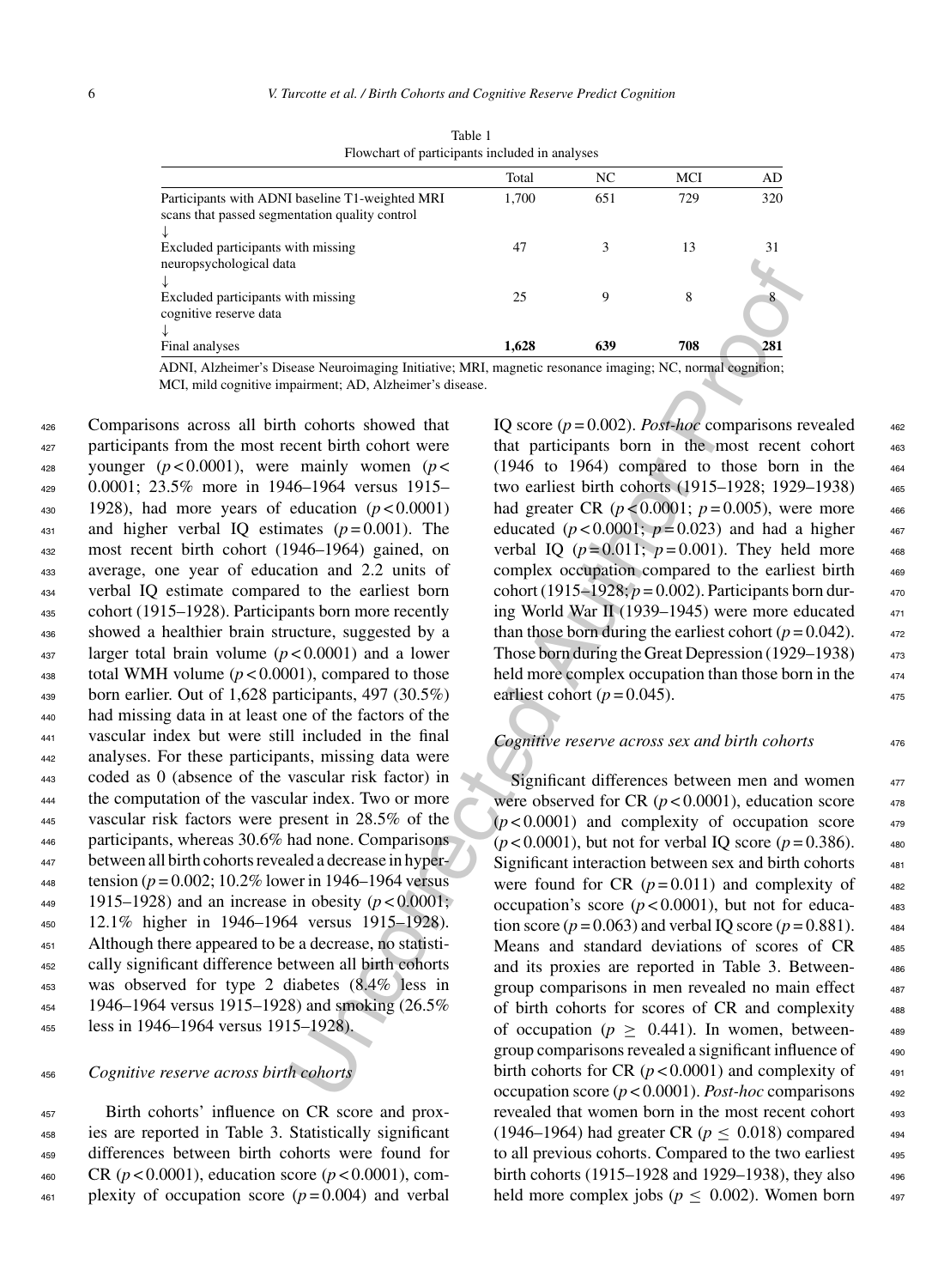Table 1
Flowchart of participants included in analyses

| | Total | NC | MCI | AD |
|---|---|---|---|---|
| Participants with ADNI baseline T1-weighted MRI scans that passed segmentation quality control | 1,700 | 651 | 729 | 320 |
| ↓ | | | | |
| Excluded participants with missing neuropsychological data | 47 | 3 | 13 | 31 |
| ↓ | | | | |
| Excluded participants with missing cognitive reserve data | 25 | 9 | 8 | 8 |
| ↓ | | | | |
| Final analyses | **1,628** | **639** | **708** | **281** |

ADNI, Alzheimer's Disease Neuroimaging Initiative; MRI, magnetic resonance imaging; NC, normal cognition; MCI, mild cognitive impairment; AD, Alzheimer's disease.

Comparisons across all birth cohorts showed that participants from the most recent birth cohort were younger ($p < 0.0001$), were mainly women ($p < 0.0001$; 23.5% more in 1946–1964 versus 1915–1928), had more years of education ($p < 0.0001$) and higher verbal IQ estimates ($p = 0.001$). The most recent birth cohort (1946–1964) gained, on average, one year of education and 2.2 units of verbal IQ estimate compared to the earliest born cohort (1915–1928). Participants born more recently showed a healthier brain structure, suggested by a larger total brain volume ($p < 0.0001$) and a lower total WMH volume ($p < 0.0001$), compared to those born earlier. Out of 1,628 participants, 497 (30.5%) had missing data in at least one of the factors of the vascular index but were still included in the final analyses. For these participants, missing data were coded as 0 (absence of the vascular risk factor) in the computation of the vascular index. Two or more vascular risk factors were present in 28.5% of the participants, whereas 30.6% had none. Comparisons between all birth cohorts revealed a decrease in hypertension ($p = 0.002$; 10.2% lower in 1946–1964 versus 1915–1928) and an increase in obesity ($p < 0.0001$; 12.1% higher in 1946–1964 versus 1915–1928). Although there appeared to be a decrease, no statistically significant difference between all birth cohorts was observed for type 2 diabetes (8.4% less in 1946–1964 versus 1915–1928) and smoking (26.5% less in 1946–1964 versus 1915–1928).

### *Cognitive reserve across birth cohorts*

Birth cohorts' influence on CR score and proxies are reported in Table 3. Statistically significant differences between birth cohorts were found for CR ($p < 0.0001$), education score ($p < 0.0001$), complexity of occupation score ($p = 0.004$) and verbal IQ score ($p = 0.002$). *Post-hoc* comparisons revealed that participants born in the most recent cohort (1946 to 1964) compared to those born in the two earliest birth cohorts (1915–1928; 1929–1938) had greater CR ($p < 0.0001$; $p = 0.005$), were more educated ($p < 0.0001$; $p = 0.023$) and had a higher verbal IQ ($p = 0.011$; $p = 0.001$). They held more complex occupation compared to the earliest birth cohort (1915–1928; $p = 0.002$). Participants born during World War II (1939–1945) were more educated than those born during the earliest cohort ($p = 0.042$). Those born during the Great Depression (1929–1938) held more complex occupation than those born in the earliest cohort ($p = 0.045$).

### *Cognitive reserve across sex and birth cohorts*

Significant differences between men and women were observed for CR ($p < 0.0001$), education score ($p < 0.0001$) and complexity of occupation score ($p < 0.0001$), but not for verbal IQ score ($p = 0.386$). Significant interaction between sex and birth cohorts were found for CR ($p = 0.011$) and complexity of occupation's score ($p < 0.0001$), but not for education score ($p = 0.063$) and verbal IQ score ($p = 0.881$). Means and standard deviations of scores of CR and its proxies are reported in Table 3. Between-group comparisons in men revealed no main effect of birth cohorts for scores of CR and complexity of occupation ($p \geq 0.441$). In women, between-group comparisons revealed a significant influence of birth cohorts for CR ($p < 0.0001$) and complexity of occupation score ($p < 0.0001$). *Post-hoc* comparisons revealed that women born in the most recent cohort (1946–1964) had greater CR ($p \leq 0.018$) compared to all previous cohorts. Compared to the two earliest birth cohorts (1915–1928 and 1929–1938), they also held more complex jobs ($p \leq 0.002$). Women born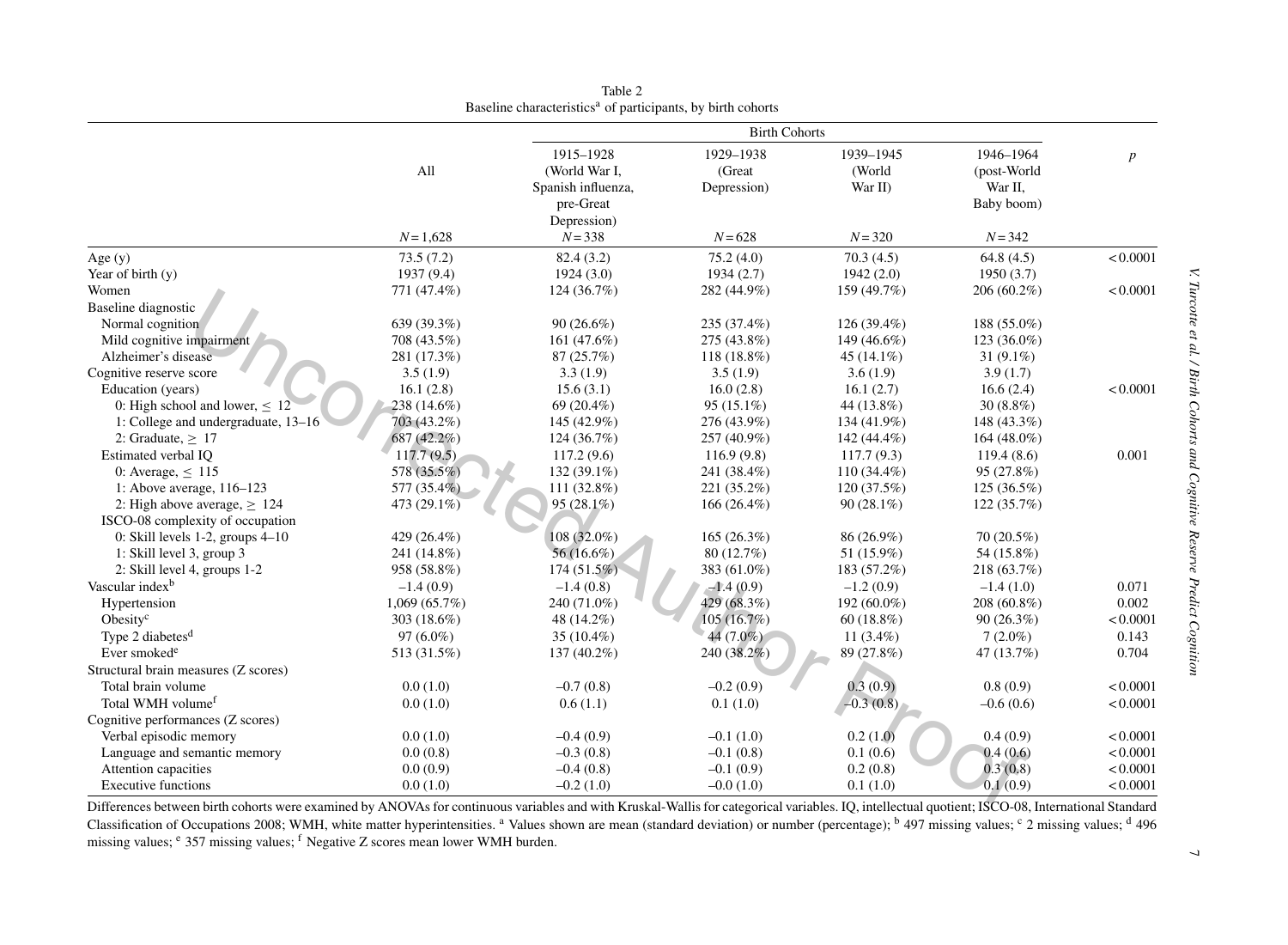Table 2
Baseline characteristics[a] of participants, by birth cohorts

| | All | Birth Cohorts | | | | $p$ |
|---|---|---|---|---|---|---|
| | | 1915–1928 (World War I, Spanish influenza, pre-Great Depression) | 1929–1938 (Great Depression) | 1939–1945 (World War II) | 1946–1964 (post-World War II, Baby boom) | |
| | $N = 1{,}628$ | $N = 338$ | $N = 628$ | $N = 320$ | $N = 342$ | |
| Age (y) | 73.5 (7.2) | 82.4 (3.2) | 75.2 (4.0) | 70.3 (4.5) | 64.8 (4.5) | <0.0001 |
| Year of birth (y) | 1937 (9.4) | 1924 (3.0) | 1934 (2.7) | 1942 (2.0) | 1950 (3.7) | |
| Women | 771 (47.4%) | 124 (36.7%) | 282 (44.9%) | 159 (49.7%) | 206 (60.2%) | <0.0001 |
| Baseline diagnostic | | | | | | |
| Normal cognition | 639 (39.3%) | 90 (26.6%) | 235 (37.4%) | 126 (39.4%) | 188 (55.0%) | |
| Mild cognitive impairment | 708 (43.5%) | 161 (47.6%) | 275 (43.8%) | 149 (46.6%) | 123 (36.0%) | |
| Alzheimer's disease | 281 (17.3%) | 87 (25.7%) | 118 (18.8%) | 45 (14.1%) | 31 (9.1%) | |
| Cognitive reserve score | 3.5 (1.9) | 3.3 (1.9) | 3.5 (1.9) | 3.6 (1.9) | 3.9 (1.7) | |
| Education (years) | 16.1 (2.8) | 15.6 (3.1) | 16.0 (2.8) | 16.1 (2.7) | 16.6 (2.4) | <0.0001 |
| 0: High school and lower, ≤ 12 | 238 (14.6%) | 69 (20.4%) | 95 (15.1%) | 44 (13.8%) | 30 (8.8%) | |
| 1: College and undergraduate, 13–16 | 703 (43.2%) | 145 (42.9%) | 276 (43.9%) | 134 (41.9%) | 148 (43.3%) | |
| 2: Graduate, ≥ 17 | 687 (42.2%) | 124 (36.7%) | 257 (40.9%) | 142 (44.4%) | 164 (48.0%) | |
| Estimated verbal IQ | 117.7 (9.5) | 117.2 (9.6) | 116.9 (9.8) | 117.7 (9.3) | 119.4 (8.6) | 0.001 |
| 0: Average, ≤ 115 | 578 (35.5%) | 132 (39.1%) | 241 (38.4%) | 110 (34.4%) | 95 (27.8%) | |
| 1: Above average, 116–123 | 577 (35.4%) | 111 (32.8%) | 221 (35.2%) | 120 (37.5%) | 125 (36.5%) | |
| 2: High above average, ≥ 124 | 473 (29.1%) | 95 (28.1%) | 166 (26.4%) | 90 (28.1%) | 122 (35.7%) | |
| ISCO-08 complexity of occupation | | | | | | |
| 0: Skill levels 1-2, groups 4–10 | 429 (26.4%) | 108 (32.0%) | 165 (26.3%) | 86 (26.9%) | 70 (20.5%) | |
| 1: Skill level 3, group 3 | 241 (14.8%) | 56 (16.6%) | 80 (12.7%) | 51 (15.9%) | 54 (15.8%) | |
| 2: Skill level 4, groups 1-2 | 958 (58.8%) | 174 (51.5%) | 383 (61.0%) | 183 (57.2%) | 218 (63.7%) | |
| Vascular index[b] | –1.4 (0.9) | –1.4 (0.8) | –1.4 (0.9) | –1.2 (0.9) | –1.4 (1.0) | 0.071 |
| Hypertension | 1,069 (65.7%) | 240 (71.0%) | 429 (68.3%) | 192 (60.0%) | 208 (60.8%) | 0.002 |
| Obesity[c] | 303 (18.6%) | 48 (14.2%) | 105 (16.7%) | 60 (18.8%) | 90 (26.3%) | <0.0001 |
| Type 2 diabetes[d] | 97 (6.0%) | 35 (10.4%) | 44 (7.0%) | 11 (3.4%) | 7 (2.0%) | 0.143 |
| Ever smoked[e] | 513 (31.5%) | 137 (40.2%) | 240 (38.2%) | 89 (27.8%) | 47 (13.7%) | 0.704 |
| Structural brain measures (Z scores) | | | | | | |
| Total brain volume | 0.0 (1.0) | –0.7 (0.8) | –0.2 (0.9) | 0.3 (0.9) | 0.8 (0.9) | <0.0001 |
| Total WMH volume[f] | 0.0 (1.0) | 0.6 (1.1) | 0.1 (1.0) | –0.3 (0.8) | –0.6 (0.6) | <0.0001 |
| Cognitive performances (Z scores) | | | | | | |
| Verbal episodic memory | 0.0 (1.0) | –0.4 (0.9) | –0.1 (1.0) | 0.2 (1.0) | 0.4 (0.9) | <0.0001 |
| Language and semantic memory | 0.0 (0.8) | –0.3 (0.8) | –0.1 (0.8) | 0.1 (0.6) | 0.4 (0.6) | <0.0001 |
| Attention capacities | 0.0 (0.9) | –0.4 (0.8) | –0.1 (0.9) | 0.2 (0.8) | 0.3 (0.8) | <0.0001 |
| Executive functions | 0.0 (1.0) | –0.2 (1.0) | –0.0 (1.0) | 0.1 (1.0) | 0.1 (0.9) | <0.0001 |

Differences between birth cohorts were examined by ANOVAs for continuous variables and with Kruskal-Wallis for categorical variables. IQ, intellectual quotient; ISCO-08, International Standard Classification of Occupations 2008; WMH, white matter hyperintensities. [a] Values shown are mean (standard deviation) or number (percentage); [b] 497 missing values; [c] 2 missing values; [d] 496 missing values; [e] 357 missing values; [f] Negative Z scores mean lower WMH burden.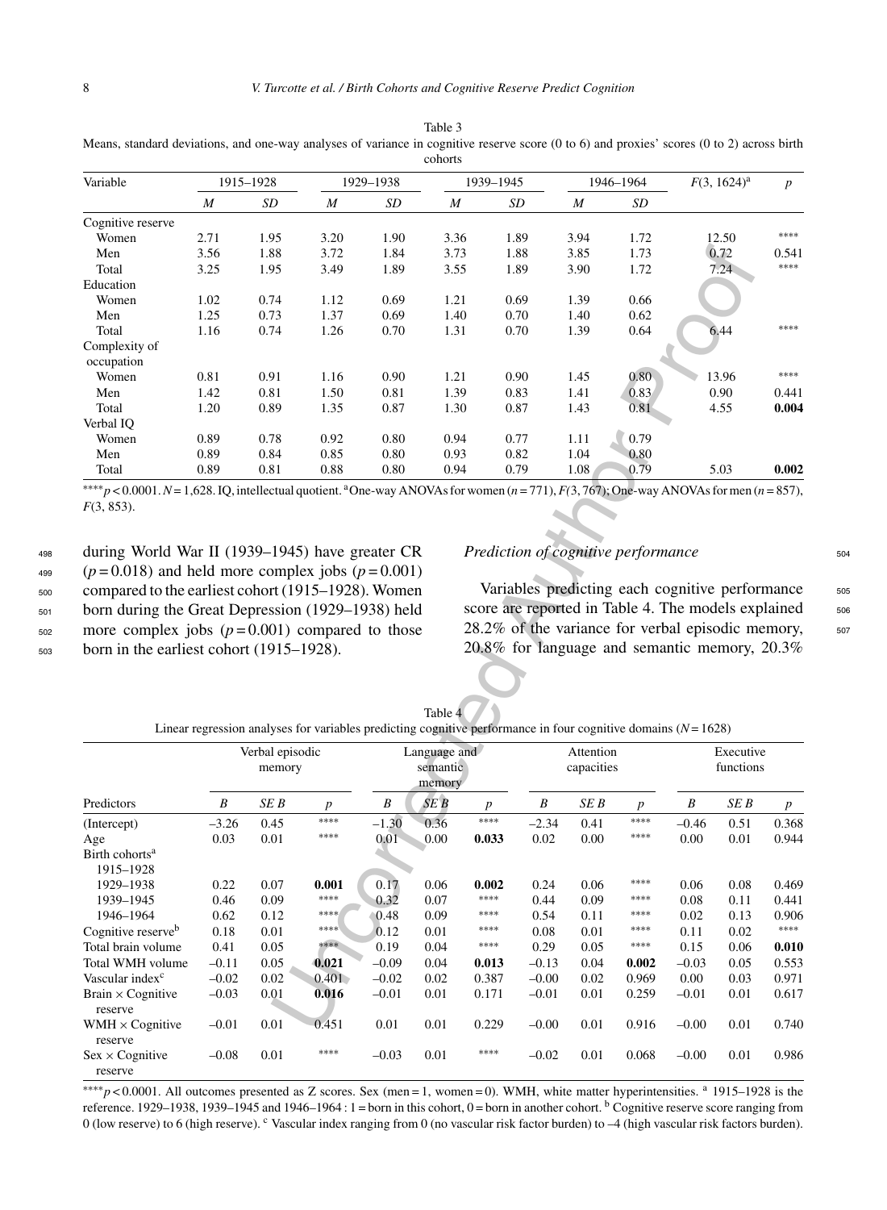Table 3
Means, standard deviations, and one-way analyses of variance in cognitive reserve score (0 to 6) and proxies' scores (0 to 2) across birth cohorts

| Variable | 1915–1928 | | 1929–1938 | | 1939–1945 | | 1946–1964 | | $F(3, 1624)$[a] | $p$ |
|---|---|---|---|---|---|---|---|---|---|---|
| | *M* | *SD* | *M* | *SD* | *M* | *SD* | *M* | *SD* | | |
| Cognitive reserve | | | | | | | | | | |
| Women | 2.71 | 1.95 | 3.20 | 1.90 | 3.36 | 1.89 | 3.94 | 1.72 | 12.50 | **** |
| Men | 3.56 | 1.88 | 3.72 | 1.84 | 3.73 | 1.88 | 3.85 | 1.73 | 0.72 | 0.541 |
| Total | 3.25 | 1.95 | 3.49 | 1.89 | 3.55 | 1.89 | 3.90 | 1.72 | 7.24 | **** |
| Education | | | | | | | | | | |
| Women | 1.02 | 0.74 | 1.12 | 0.69 | 1.21 | 0.69 | 1.39 | 0.66 | | |
| Men | 1.25 | 0.73 | 1.37 | 0.69 | 1.40 | 0.70 | 1.40 | 0.62 | | |
| Total | 1.16 | 0.74 | 1.26 | 0.70 | 1.31 | 0.70 | 1.39 | 0.64 | 6.44 | **** |
| Complexity of occupation | | | | | | | | | | |
| Women | 0.81 | 0.91 | 1.16 | 0.90 | 1.21 | 0.90 | 1.45 | 0.80 | 13.96 | **** |
| Men | 1.42 | 0.81 | 1.50 | 0.81 | 1.39 | 0.83 | 1.41 | 0.83 | 0.90 | 0.441 |
| Total | 1.20 | 0.89 | 1.35 | 0.87 | 1.30 | 0.87 | 1.43 | 0.81 | 4.55 | **0.004** |
| Verbal IQ | | | | | | | | | | |
| Women | 0.89 | 0.78 | 0.92 | 0.80 | 0.94 | 0.77 | 1.11 | 0.79 | | |
| Men | 0.89 | 0.84 | 0.85 | 0.80 | 0.93 | 0.82 | 1.04 | 0.80 | | |
| Total | 0.89 | 0.81 | 0.88 | 0.80 | 0.94 | 0.79 | 1.08 | 0.79 | 5.03 | **0.002** |

****$p < 0.0001$. $N = 1{,}628$. IQ, intellectual quotient. [a]One-way ANOVAs for women ($n = 771$), $F(3, 767)$; One-way ANOVAs for men ($n = 857$), $F(3, 853)$.

during World War II (1939–1945) have greater CR ($p = 0.018$) and held more complex jobs ($p = 0.001$) compared to the earliest cohort (1915–1928). Women born during the Great Depression (1929–1938) held more complex jobs ($p = 0.001$) compared to those born in the earliest cohort (1915–1928).

### *Prediction of cognitive performance*

Variables predicting each cognitive performance score are reported in Table 4. The models explained 28.2% of the variance for verbal episodic memory, 20.8% for language and semantic memory, 20.3%

Table 4
Linear regression analyses for variables predicting cognitive performance in four cognitive domains ($N = 1628$)

| Predictors | Verbal episodic memory | | | Language and semantic memory | | | Attention capacities | | | Executive functions | | |
|---|---|---|---|---|---|---|---|---|---|---|---|---|
| | *B* | *SE B* | *p* | *B* | *SE B* | *p* | *B* | *SE B* | *p* | *B* | *SE B* | *p* |
| (Intercept) | –3.26 | 0.45 | **** | –1.30 | 0.36 | **** | –2.34 | 0.41 | **** | –0.46 | 0.51 | 0.368 |
| Age | 0.03 | 0.01 | **** | 0.01 | 0.00 | **0.033** | 0.02 | 0.00 | **** | 0.00 | 0.01 | 0.944 |
| Birth cohorts[a] | | | | | | | | | | | | |
| 1915–1928 | | | | | | | | | | | | |
| 1929–1938 | 0.22 | 0.07 | **0.001** | 0.17 | 0.06 | **0.002** | 0.24 | 0.06 | **** | 0.06 | 0.08 | 0.469 |
| 1939–1945 | 0.46 | 0.09 | **** | 0.32 | 0.07 | **** | 0.44 | 0.09 | **** | 0.08 | 0.11 | 0.441 |
| 1946–1964 | 0.62 | 0.12 | **** | 0.48 | 0.09 | **** | 0.54 | 0.11 | **** | 0.02 | 0.13 | 0.906 |
| Cognitive reserve[b] | 0.18 | 0.01 | **** | 0.12 | 0.01 | **** | 0.08 | 0.01 | **** | 0.11 | 0.02 | **** |
| Total brain volume | 0.41 | 0.05 | **** | 0.19 | 0.04 | **** | 0.29 | 0.05 | **** | 0.15 | 0.06 | **0.010** |
| Total WMH volume | –0.11 | 0.05 | **0.021** | –0.09 | 0.04 | **0.013** | –0.13 | 0.04 | **0.002** | –0.03 | 0.05 | 0.553 |
| Vascular index[c] | –0.02 | 0.02 | 0.401 | –0.02 | 0.02 | 0.387 | –0.00 | 0.02 | 0.969 | 0.00 | 0.03 | 0.971 |
| Brain × Cognitive reserve | –0.03 | 0.01 | **0.016** | –0.01 | 0.01 | 0.171 | –0.01 | 0.01 | 0.259 | –0.01 | 0.01 | 0.617 |
| WMH × Cognitive reserve | –0.01 | 0.01 | 0.451 | 0.01 | 0.01 | 0.229 | –0.00 | 0.01 | 0.916 | –0.00 | 0.01 | 0.740 |
| Sex × Cognitive reserve | –0.08 | 0.01 | **** | –0.03 | 0.01 | **** | –0.02 | 0.01 | 0.068 | –0.00 | 0.01 | 0.986 |

****$p < 0.0001$. All outcomes presented as Z scores. Sex (men = 1, women = 0). WMH, white matter hyperintensities. [a] 1915–1928 is the reference. 1929–1938, 1939–1945 and 1946–1964 : 1 = born in this cohort, 0 = born in another cohort. [b] Cognitive reserve score ranging from 0 (low reserve) to 6 (high reserve). [c] Vascular index ranging from 0 (no vascular risk factor burden) to –4 (high vascular risk factors burden).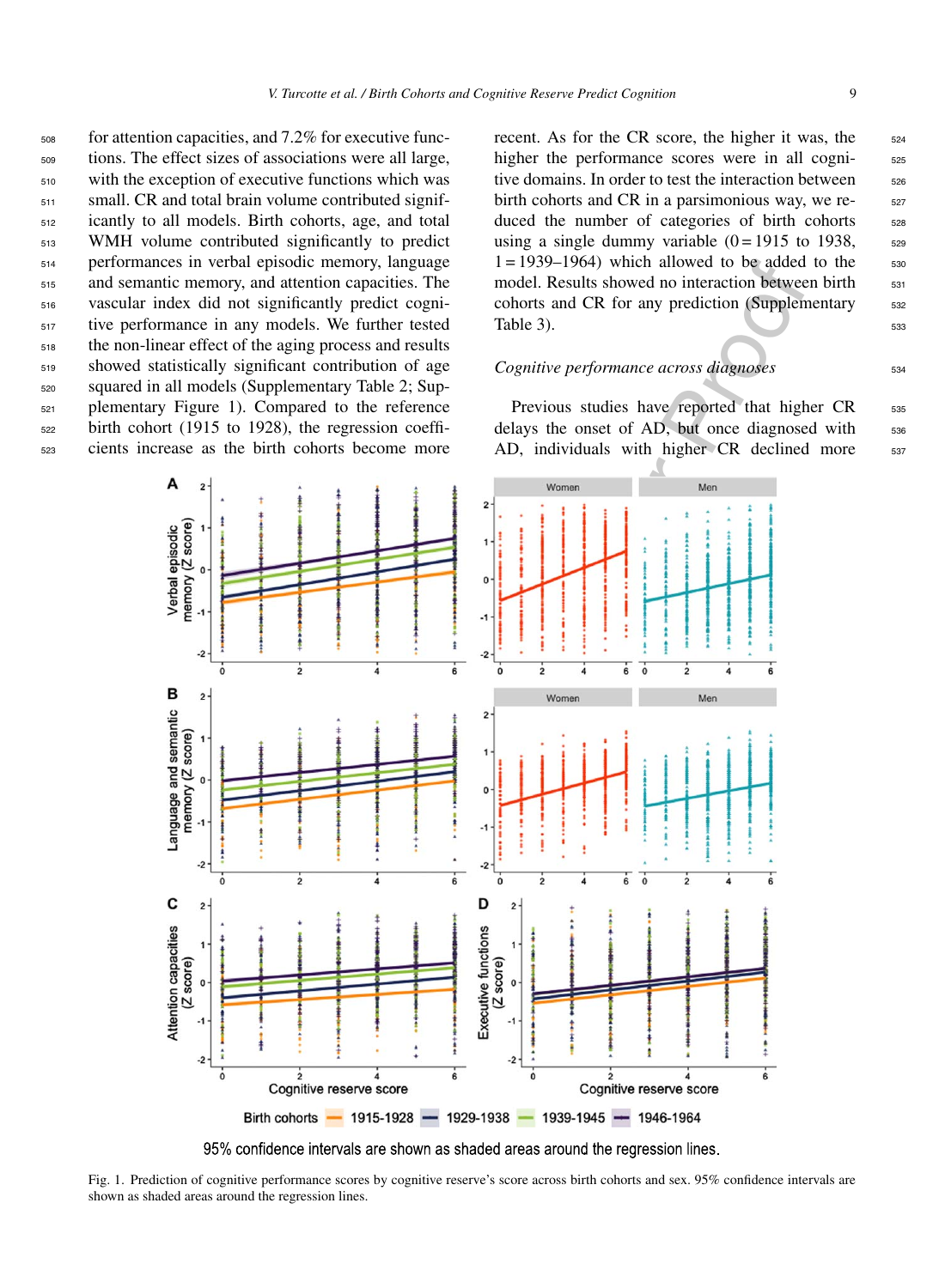for attention capacities, and 7.2% for executive functions. The effect sizes of associations were all large, with the exception of executive functions which was small. CR and total brain volume contributed significantly to all models. Birth cohorts, age, and total WMH volume contributed significantly to predict performances in verbal episodic memory, language and semantic memory, and attention capacities. The vascular index did not significantly predict cognitive performance in any models. We further tested the non-linear effect of the aging process and results showed statistically significant contribution of age squared in all models (Supplementary Table 2; Supplementary Figure 1). Compared to the reference birth cohort (1915 to 1928), the regression coefficients increase as the birth cohorts become more recent. As for the CR score, the higher it was, the higher the performance scores were in all cognitive domains. In order to test the interaction between birth cohorts and CR in a parsimonious way, we reduced the number of categories of birth cohorts using a single dummy variable (0 = 1915 to 1938, 1 = 1939–1964) which allowed to be added to the model. Results showed no interaction between birth cohorts and CR for any prediction (Supplementary Table 3).

### *Cognitive performance across diagnoses*

Previous studies have reported that higher CR delays the onset of AD, but once diagnosed with AD, individuals with higher CR declined more

95% confidence intervals are shown as shaded areas around the regression lines.

Fig. 1. Prediction of cognitive performance scores by cognitive reserve's score across birth cohorts and sex. 95% confidence intervals are shown as shaded areas around the regression lines.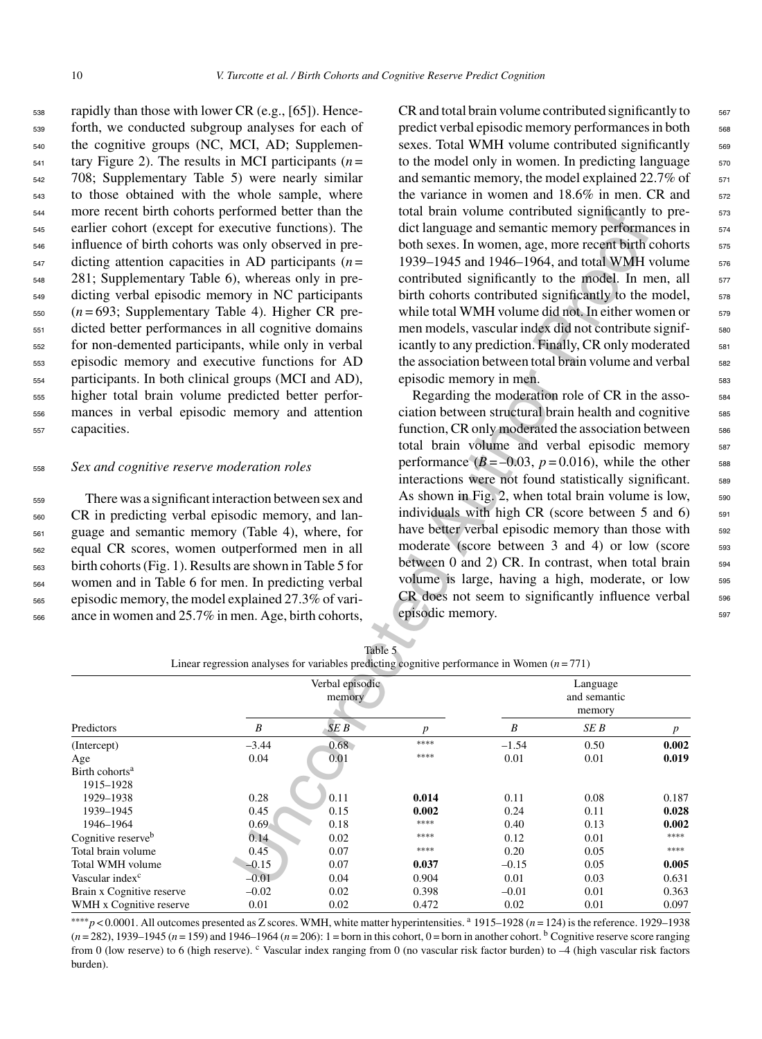rapidly than those with lower CR (e.g., [65]). Henceforth, we conducted subgroup analyses for each of the cognitive groups (NC, MCI, AD; Supplementary Figure 2). The results in MCI participants ($n$ = 708; Supplementary Table 5) were nearly similar to those obtained with the whole sample, where more recent birth cohorts performed better than the earlier cohort (except for executive functions). The influence of birth cohorts was only observed in predicting attention capacities in AD participants ($n$ = 281; Supplementary Table 6), whereas only in predicting verbal episodic memory in NC participants ($n$ = 693; Supplementary Table 4). Higher CR predicted better performances in all cognitive domains for non-demented participants, while only in verbal episodic memory and executive functions for AD participants. In both clinical groups (MCI and AD), higher total brain volume predicted better performances in verbal episodic memory and attention capacities.

### *Sex and cognitive reserve moderation roles*

There was a significant interaction between sex and CR in predicting verbal episodic memory, and language and semantic memory (Table 4), where, for equal CR scores, women outperformed men in all birth cohorts (Fig. 1). Results are shown in Table 5 for women and in Table 6 for men. In predicting verbal episodic memory, the model explained 27.3% of variance in women and 25.7% in men. Age, birth cohorts, CR and total brain volume contributed significantly to predict verbal episodic memory performances in both sexes. Total WMH volume contributed significantly to the model only in women. In predicting language and semantic memory, the model explained 22.7% of the variance in women and 18.6% in men. CR and total brain volume contributed significantly to predict language and semantic memory performances in both sexes. In women, age, more recent birth cohorts 1939–1945 and 1946–1964, and total WMH volume contributed significantly to the model. In men, all birth cohorts contributed significantly to the model, while total WMH volume did not. In either women or men models, vascular index did not contribute significantly to any prediction. Finally, CR only moderated the association between total brain volume and verbal episodic memory in men.

Regarding the moderation role of CR in the association between structural brain health and cognitive function, CR only moderated the association between total brain volume and verbal episodic memory performance ($B$ = –0.03, $p$ = 0.016), while the other interactions were not found statistically significant. As shown in Fig. 2, when total brain volume is low, individuals with high CR (score between 5 and 6) have better verbal episodic memory than those with moderate (score between 3 and 4) or low (score between 0 and 2) CR. In contrast, when total brain volume is large, having a high, moderate, or low CR does not seem to significantly influence verbal episodic memory.

Table 5
Linear regression analyses for variables predicting cognitive performance in Women ($n$ = 771)

| | Verbal episodic memory | | | Language and semantic memory | | |
|---|---|---|---|---|---|---|
| Predictors | $B$ | $SE\ B$ | $p$ | $B$ | $SE\ B$ | $p$ |
| (Intercept) | –3.44 | 0.68 | **** | –1.54 | 0.50 | **0.002** |
| Age | 0.04 | 0.01 | **** | 0.01 | 0.01 | **0.019** |
| Birth cohorts[a] | | | | | | |
| 1915–1928 | | | | | | |
| 1929–1938 | 0.28 | 0.11 | **0.014** | 0.11 | 0.08 | 0.187 |
| 1939–1945 | 0.45 | 0.15 | **0.002** | 0.24 | 0.11 | **0.028** |
| 1946–1964 | 0.69 | 0.18 | **** | 0.40 | 0.13 | **0.002** |
| Cognitive reserve[b] | 0.14 | 0.02 | **** | 0.12 | 0.01 | **** |
| Total brain volume | 0.45 | 0.07 | **** | 0.20 | 0.05 | **** |
| Total WMH volume | –0.15 | 0.07 | **0.037** | –0.15 | 0.05 | **0.005** |
| Vascular index[c] | –0.01 | 0.04 | 0.904 | 0.01 | 0.03 | 0.631 |
| Brain x Cognitive reserve | –0.02 | 0.02 | 0.398 | –0.01 | 0.01 | 0.363 |
| WMH x Cognitive reserve | 0.01 | 0.02 | 0.472 | 0.02 | 0.01 | 0.097 |

****$p$ < 0.0001. All outcomes presented as Z scores. WMH, white matter hyperintensities. [a] 1915–1928 ($n$ = 124) is the reference. 1929–1938 ($n$ = 282), 1939–1945 ($n$ = 159) and 1946–1964 ($n$ = 206): 1 = born in this cohort, 0 = born in another cohort. [b] Cognitive reserve score ranging from 0 (low reserve) to 6 (high reserve). [c] Vascular index ranging from 0 (no vascular risk factor burden) to –4 (high vascular risk factors burden).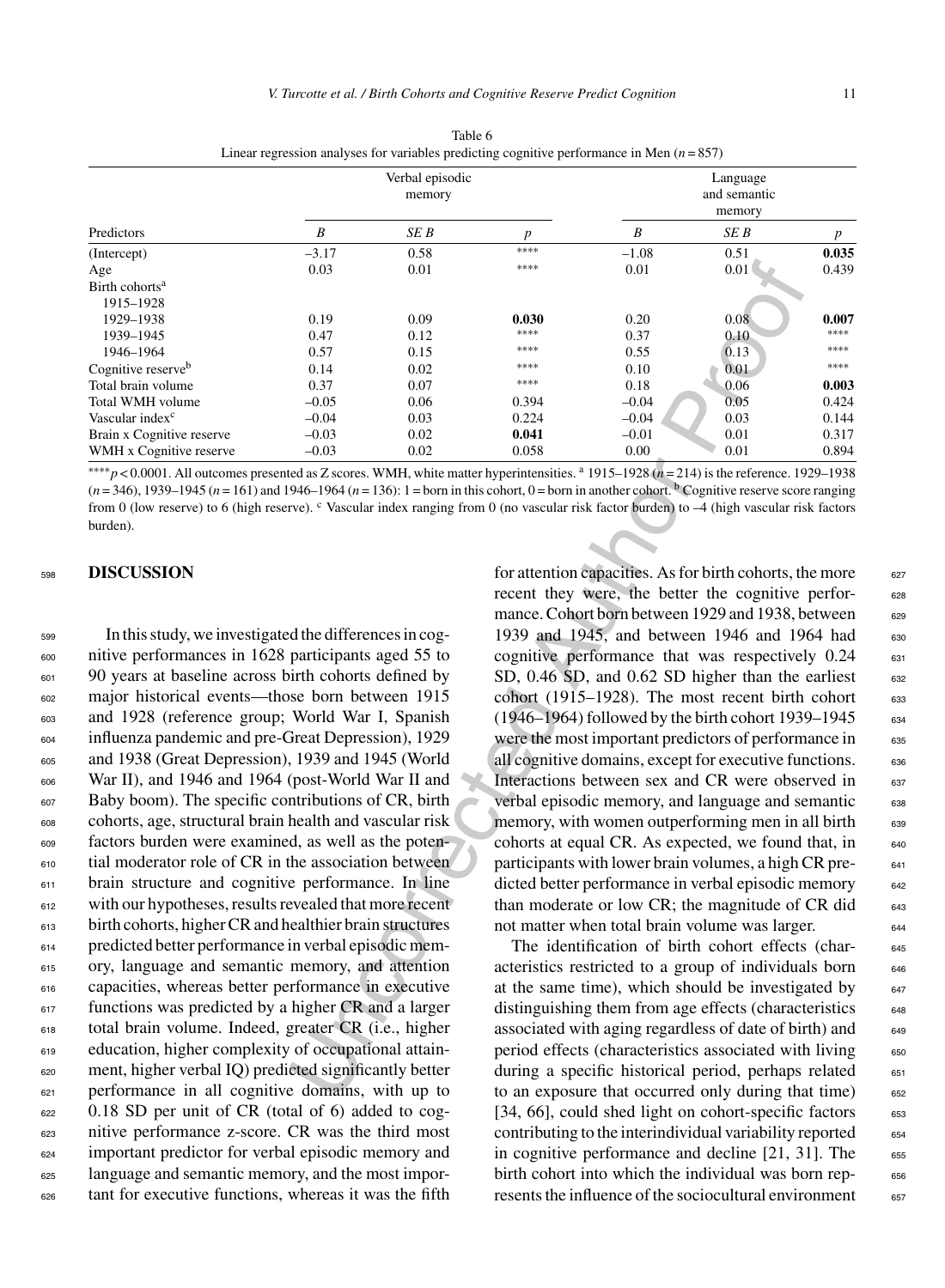Table 6
Linear regression analyses for variables predicting cognitive performance in Men ($n = 857$)

| Predictors | Verbal episodic memory | | | Language and semantic memory | | |
|---|---|---|---|---|---|---|
| | *B* | *SE B* | *p* | *B* | *SE B* | *p* |
| (Intercept) | –3.17 | 0.58 | **** | –1.08 | 0.51 | **0.035** |
| Age | 0.03 | 0.01 | **** | 0.01 | 0.01 | 0.439 |
| Birth cohorts[a] | | | | | | |
| 1915–1928 | | | | | | |
| 1929–1938 | 0.19 | 0.09 | **0.030** | 0.20 | 0.08 | **0.007** |
| 1939–1945 | 0.47 | 0.12 | **** | 0.37 | 0.10 | **** |
| 1946–1964 | 0.57 | 0.15 | **** | 0.55 | 0.13 | **** |
| Cognitive reserve[b] | 0.14 | 0.02 | **** | 0.10 | 0.01 | **** |
| Total brain volume | 0.37 | 0.07 | **** | 0.18 | 0.06 | **0.003** |
| Total WMH volume | –0.05 | 0.06 | 0.394 | –0.04 | 0.05 | 0.424 |
| Vascular index[c] | –0.04 | 0.03 | 0.224 | –0.04 | 0.03 | 0.144 |
| Brain x Cognitive reserve | –0.03 | 0.02 | **0.041** | –0.01 | 0.01 | 0.317 |
| WMH x Cognitive reserve | –0.03 | 0.02 | 0.058 | 0.00 | 0.01 | 0.894 |

****$p < 0.0001$. All outcomes presented as Z scores. WMH, white matter hyperintensities. [a] 1915–1928 ($n = 214$) is the reference. 1929–1938 ($n = 346$), 1939–1945 ($n = 161$) and 1946–1964 ($n = 136$): 1 = born in this cohort, 0 = born in another cohort. [b] Cognitive reserve score ranging from 0 (low reserve) to 6 (high reserve). [c] Vascular index ranging from 0 (no vascular risk factor burden) to –4 (high vascular risk factors burden).

## DISCUSSION

In this study, we investigated the differences in cognitive performances in 1628 participants aged 55 to 90 years at baseline across birth cohorts defined by major historical events—those born between 1915 and 1928 (reference group; World War I, Spanish influenza pandemic and pre-Great Depression), 1929 and 1938 (Great Depression), 1939 and 1945 (World War II), and 1946 and 1964 (post-World War II and Baby boom). The specific contributions of CR, birth cohorts, age, structural brain health and vascular risk factors burden were examined, as well as the potential moderator role of CR in the association between brain structure and cognitive performance. In line with our hypotheses, results revealed that more recent birth cohorts, higher CR and healthier brain structures predicted better performance in verbal episodic memory, language and semantic memory, and attention capacities, whereas better performance in executive functions was predicted by a higher CR and a larger total brain volume. Indeed, greater CR (i.e., higher education, higher complexity of occupational attainment, higher verbal IQ) predicted significantly better performance in all cognitive domains, with up to 0.18 SD per unit of CR (total of 6) added to cognitive performance z-score. CR was the third most important predictor for verbal episodic memory and language and semantic memory, and the most important for executive functions, whereas it was the fifth for attention capacities. As for birth cohorts, the more recent they were, the better the cognitive performance. Cohort born between 1929 and 1938, between 1939 and 1945, and between 1946 and 1964 had cognitive performance that was respectively 0.24 SD, 0.46 SD, and 0.62 SD higher than the earliest cohort (1915–1928). The most recent birth cohort (1946–1964) followed by the birth cohort 1939–1945 were the most important predictors of performance in all cognitive domains, except for executive functions. Interactions between sex and CR were observed in verbal episodic memory, and language and semantic memory, with women outperforming men in all birth cohorts at equal CR. As expected, we found that, in participants with lower brain volumes, a high CR predicted better performance in verbal episodic memory than moderate or low CR; the magnitude of CR did not matter when total brain volume was larger.

The identification of birth cohort effects (characteristics restricted to a group of individuals born at the same time), which should be investigated by distinguishing them from age effects (characteristics associated with aging regardless of date of birth) and period effects (characteristics associated with living during a specific historical period, perhaps related to an exposure that occurred only during that time) [34, 66], could shed light on cohort-specific factors contributing to the interindividual variability reported in cognitive performance and decline [21, 31]. The birth cohort into which the individual was born represents the influence of the sociocultural environment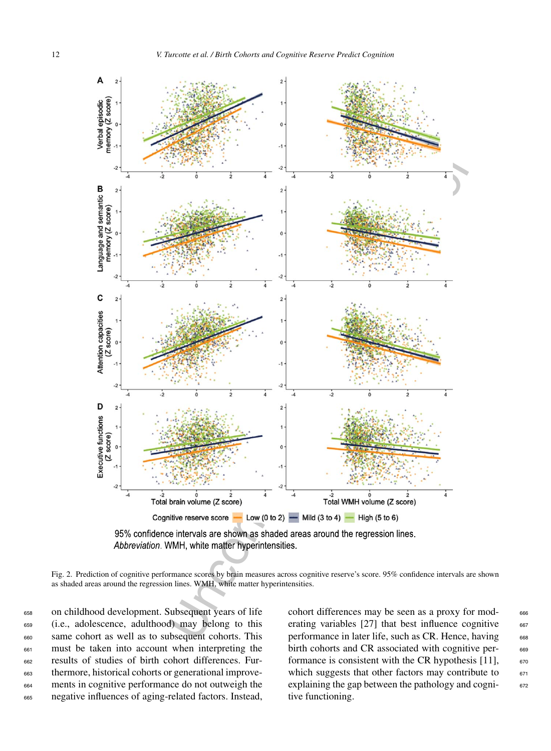Fig. 2. Prediction of cognitive performance scores by brain measures across cognitive reserve's score. 95% confidence intervals are shown as shaded areas around the regression lines. WMH, white matter hyperintensities.

on childhood development. Subsequent years of life (i.e., adolescence, adulthood) may belong to this same cohort as well as to subsequent cohorts. This must be taken into account when interpreting the results of studies of birth cohort differences. Furthermore, historical cohorts or generational improvements in cognitive performance do not outweigh the negative influences of aging-related factors. Instead, cohort differences may be seen as a proxy for moderating variables [27] that best influence cognitive performance in later life, such as CR. Hence, having birth cohorts and CR associated with cognitive performance is consistent with the CR hypothesis [11], which suggests that other factors may contribute to explaining the gap between the pathology and cognitive functioning.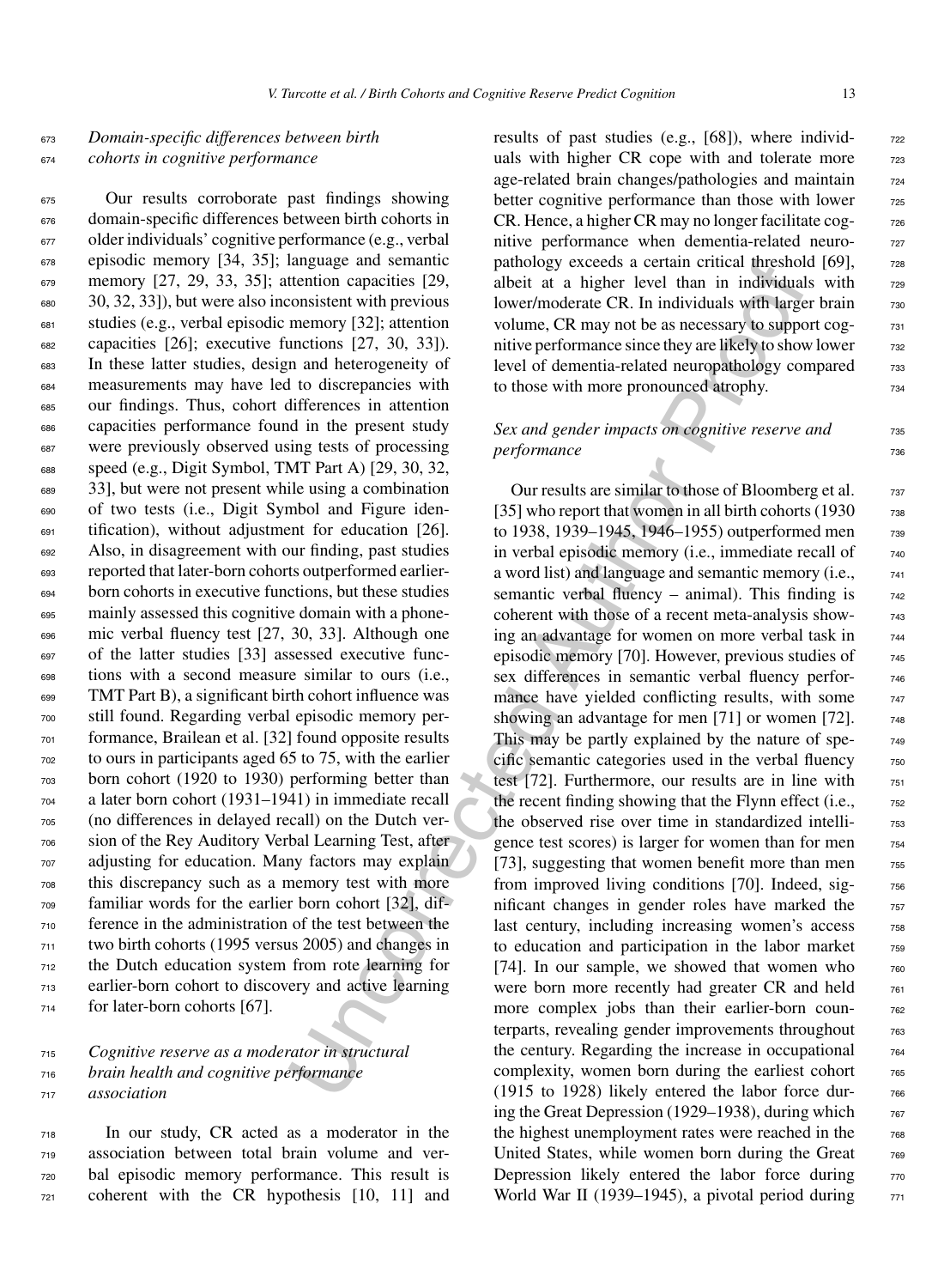### *Domain-specific differences between birth cohorts in cognitive performance*

Our results corroborate past findings showing domain-specific differences between birth cohorts in older individuals' cognitive performance (e.g., verbal episodic memory [34, 35]; language and semantic memory [27, 29, 33, 35]; attention capacities [29, 30, 32, 33]), but were also inconsistent with previous studies (e.g., verbal episodic memory [32]; attention capacities [26]; executive functions [27, 30, 33]). In these latter studies, design and heterogeneity of measurements may have led to discrepancies with our findings. Thus, cohort differences in attention capacities performance found in the present study were previously observed using tests of processing speed (e.g., Digit Symbol, TMT Part A) [29, 30, 32, 33], but were not present while using a combination of two tests (i.e., Digit Symbol and Figure identification), without adjustment for education [26]. Also, in disagreement with our finding, past studies reported that later-born cohorts outperformed earlier-born cohorts in executive functions, but these studies mainly assessed this cognitive domain with a phonemic verbal fluency test [27, 30, 33]. Although one of the latter studies [33] assessed executive functions with a second measure similar to ours (i.e., TMT Part B), a significant birth cohort influence was still found. Regarding verbal episodic memory performance, Brailean et al. [32] found opposite results to ours in participants aged 65 to 75, with the earlier born cohort (1920 to 1930) performing better than a later born cohort (1931–1941) in immediate recall (no differences in delayed recall) on the Dutch version of the Rey Auditory Verbal Learning Test, after adjusting for education. Many factors may explain this discrepancy such as a memory test with more familiar words for the earlier born cohort [32], difference in the administration of the test between the two birth cohorts (1995 versus 2005) and changes in the Dutch education system from rote learning for earlier-born cohort to discovery and active learning for later-born cohorts [67].

### *Cognitive reserve as a moderator in structural brain health and cognitive performance association*

In our study, CR acted as a moderator in the association between total brain volume and verbal episodic memory performance. This result is coherent with the CR hypothesis [10, 11] and results of past studies (e.g., [68]), where individuals with higher CR cope with and tolerate more age-related brain changes/pathologies and maintain better cognitive performance than those with lower CR. Hence, a higher CR may no longer facilitate cognitive performance when dementia-related neuropathology exceeds a certain critical threshold [69], albeit at a higher level than in individuals with lower/moderate CR. In individuals with larger brain volume, CR may not be as necessary to support cognitive performance since they are likely to show lower level of dementia-related neuropathology compared to those with more pronounced atrophy.

### *Sex and gender impacts on cognitive reserve and performance*

Our results are similar to those of Bloomberg et al. [35] who report that women in all birth cohorts (1930 to 1938, 1939–1945, 1946–1955) outperformed men in verbal episodic memory (i.e., immediate recall of a word list) and language and semantic memory (i.e., semantic verbal fluency – animal). This finding is coherent with those of a recent meta-analysis showing an advantage for women on more verbal task in episodic memory [70]. However, previous studies of sex differences in semantic verbal fluency performance have yielded conflicting results, with some showing an advantage for men [71] or women [72]. This may be partly explained by the nature of specific semantic categories used in the verbal fluency test [72]. Furthermore, our results are in line with the recent finding showing that the Flynn effect (i.e., the observed rise over time in standardized intelligence test scores) is larger for women than for men [73], suggesting that women benefit more than men from improved living conditions [70]. Indeed, significant changes in gender roles have marked the last century, including increasing women's access to education and participation in the labor market [74]. In our sample, we showed that women who were born more recently had greater CR and held more complex jobs than their earlier-born counterparts, revealing gender improvements throughout the century. Regarding the increase in occupational complexity, women born during the earliest cohort (1915 to 1928) likely entered the labor force during the Great Depression (1929–1938), during which the highest unemployment rates were reached in the United States, while women born during the Great Depression likely entered the labor force during World War II (1939–1945), a pivotal period during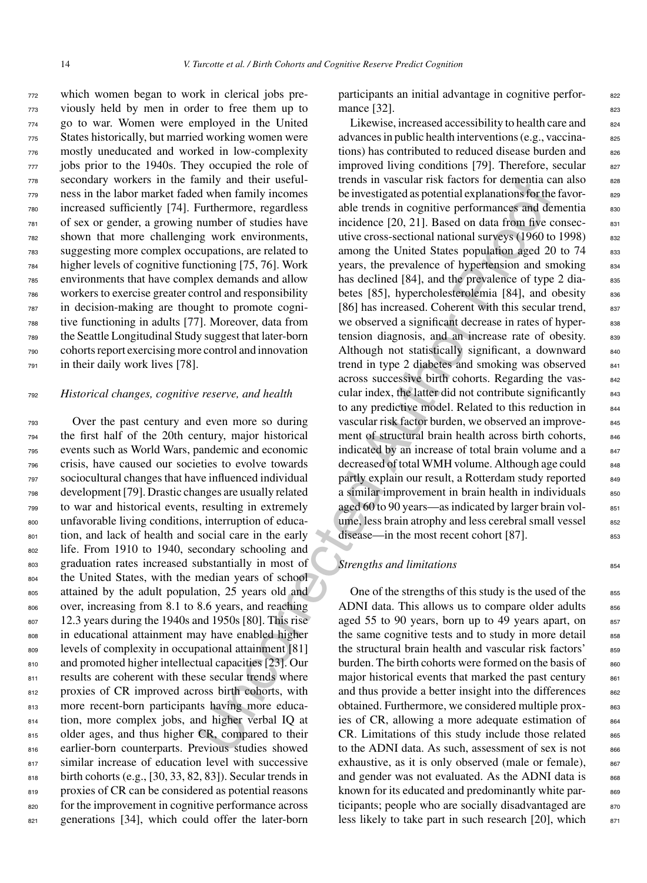which women began to work in clerical jobs previously held by men in order to free them up to go to war. Women were employed in the United States historically, but married working women were mostly uneducated and worked in low-complexity jobs prior to the 1940s. They occupied the role of secondary workers in the family and their usefulness in the labor market faded when family incomes increased sufficiently [74]. Furthermore, regardless of sex or gender, a growing number of studies have shown that more challenging work environments, suggesting more complex occupations, are related to higher levels of cognitive functioning [75, 76]. Work environments that have complex demands and allow workers to exercise greater control and responsibility in decision-making are thought to promote cognitive functioning in adults [77]. Moreover, data from the Seattle Longitudinal Study suggest that later-born cohorts report exercising more control and innovation in their daily work lives [78].

### *Historical changes, cognitive reserve, and health*

Over the past century and even more so during the first half of the 20th century, major historical events such as World Wars, pandemic and economic crisis, have caused our societies to evolve towards sociocultural changes that have influenced individual development [79]. Drastic changes are usually related to war and historical events, resulting in extremely unfavorable living conditions, interruption of education, and lack of health and social care in the early life. From 1910 to 1940, secondary schooling and graduation rates increased substantially in most of the United States, with the median years of school attained by the adult population, 25 years old and over, increasing from 8.1 to 8.6 years, and reaching 12.3 years during the 1940s and 1950s [80]. This rise in educational attainment may have enabled higher levels of complexity in occupational attainment [81] and promoted higher intellectual capacities [23]. Our results are coherent with these secular trends where proxies of CR improved across birth cohorts, with more recent-born participants having more education, more complex jobs, and higher verbal IQ at older ages, and thus higher CR, compared to their earlier-born counterparts. Previous studies showed similar increase of education level with successive birth cohorts (e.g., [30, 33, 82, 83]). Secular trends in proxies of CR can be considered as potential reasons for the improvement in cognitive performance across generations [34], which could offer the later-born participants an initial advantage in cognitive performance [32].

Likewise, increased accessibility to health care and advances in public health interventions (e.g., vaccinations) has contributed to reduced disease burden and improved living conditions [79]. Therefore, secular trends in vascular risk factors for dementia can also be investigated as potential explanations for the favorable trends in cognitive performances and dementia incidence [20, 21]. Based on data from five consecutive cross-sectional national surveys (1960 to 1998) among the United States population aged 20 to 74 years, the prevalence of hypertension and smoking has declined [84], and the prevalence of type 2 diabetes [85], hypercholesterolemia [84], and obesity [86] has increased. Coherent with this secular trend, we observed a significant decrease in rates of hypertension diagnosis, and an increase rate of obesity. Although not statistically significant, a downward trend in type 2 diabetes and smoking was observed across successive birth cohorts. Regarding the vascular index, the latter did not contribute significantly to any predictive model. Related to this reduction in vascular risk factor burden, we observed an improvement of structural brain health across birth cohorts, indicated by an increase of total brain volume and a decreased of total WMH volume. Although age could partly explain our result, a Rotterdam study reported a similar improvement in brain health in individuals aged 60 to 90 years—as indicated by larger brain volume, less brain atrophy and less cerebral small vessel disease—in the most recent cohort [87].

### *Strengths and limitations*

One of the strengths of this study is the used of the ADNI data. This allows us to compare older adults aged 55 to 90 years, born up to 49 years apart, on the same cognitive tests and to study in more detail the structural brain health and vascular risk factors' burden. The birth cohorts were formed on the basis of major historical events that marked the past century and thus provide a better insight into the differences obtained. Furthermore, we considered multiple proxies of CR, allowing a more adequate estimation of CR. Limitations of this study include those related to the ADNI data. As such, assessment of sex is not exhaustive, as it is only observed (male or female), and gender was not evaluated. As the ADNI data is known for its educated and predominantly white participants; people who are socially disadvantaged are less likely to take part in such research [20], which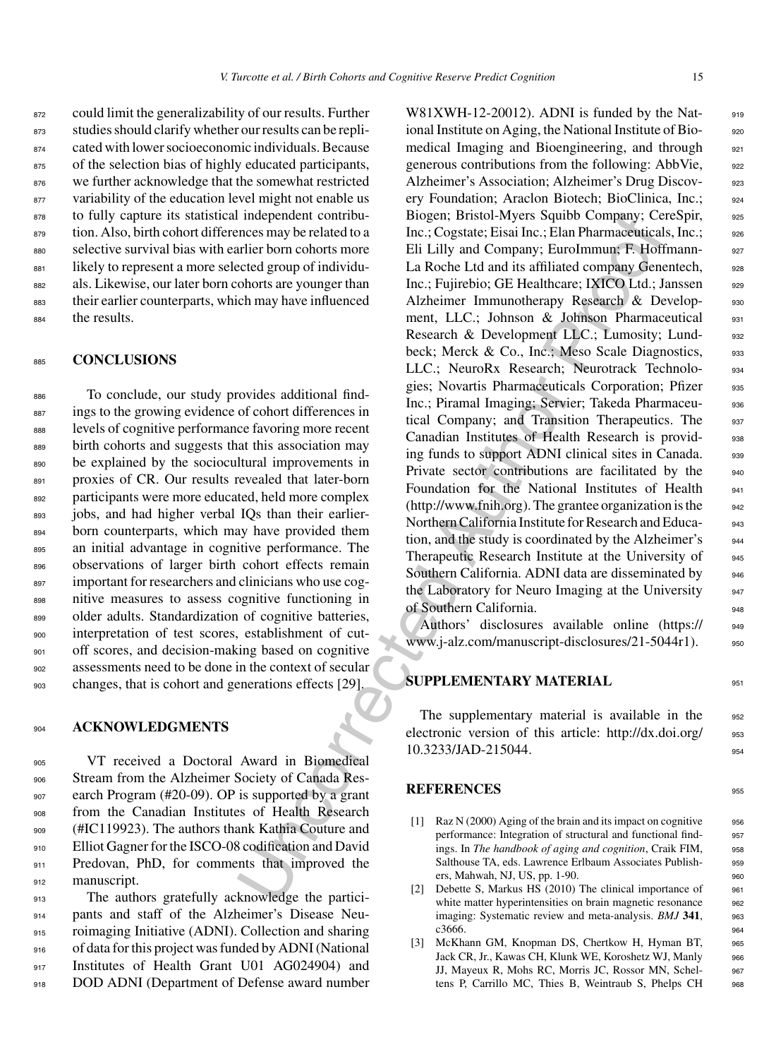could limit the generalizability of our results. Further studies should clarify whether our results can be replicated with lower socioeconomic individuals. Because of the selection bias of highly educated participants, we further acknowledge that the somewhat restricted variability of the education level might not enable us to fully capture its statistical independent contribution. Also, birth cohort differences may be related to a selective survival bias with earlier born cohorts more likely to represent a more selected group of individuals. Likewise, our later born cohorts are younger than their earlier counterparts, which may have influenced the results.

## CONCLUSIONS

To conclude, our study provides additional findings to the growing evidence of cohort differences in levels of cognitive performance favoring more recent birth cohorts and suggests that this association may be explained by the sociocultural improvements in proxies of CR. Our results revealed that later-born participants were more educated, held more complex jobs, and had higher verbal IQs than their earlier-born counterparts, which may have provided them an initial advantage in cognitive performance. The observations of larger birth cohort effects remain important for researchers and clinicians who use cognitive measures to assess cognitive functioning in older adults. Standardization of cognitive batteries, interpretation of test scores, establishment of cut-off scores, and decision-making based on cognitive assessments need to be done in the context of secular changes, that is cohort and generations effects [29].

## ACKNOWLEDGMENTS

VT received a Doctoral Award in Biomedical Stream from the Alzheimer Society of Canada Research Program (#20-09). OP is supported by a grant from the Canadian Institutes of Health Research (#IC119923). The authors thank Kathia Couture and Elliot Gagner for the ISCO-08 codification and David Predovan, PhD, for comments that improved the manuscript.

The authors gratefully acknowledge the participants and staff of the Alzheimer's Disease Neuroimaging Initiative (ADNI). Collection and sharing of data for this project was funded by ADNI (National Institutes of Health Grant U01 AG024904) and DOD ADNI (Department of Defense award number W81XWH-12-20012). ADNI is funded by the National Institute on Aging, the National Institute of Biomedical Imaging and Bioengineering, and through generous contributions from the following: AbbVie, Alzheimer's Association; Alzheimer's Drug Discovery Foundation; Araclon Biotech; BioClinica, Inc.; Biogen; Bristol-Myers Squibb Company; CereSpir, Inc.; Cogstate; Eisai Inc.; Elan Pharmaceuticals, Inc.; Eli Lilly and Company; EuroImmun; F. Hoffmann-La Roche Ltd and its affiliated company Genentech, Inc.; Fujirebio; GE Healthcare; IXICO Ltd.; Janssen Alzheimer Immunotherapy Research & Development, LLC.; Johnson & Johnson Pharmaceutical Research & Development LLC.; Lumosity; Lundbeck; Merck & Co., Inc.; Meso Scale Diagnostics, LLC.; NeuroRx Research; Neurotrack Technologies; Novartis Pharmaceuticals Corporation; Pfizer Inc.; Piramal Imaging; Servier; Takeda Pharmaceutical Company; and Transition Therapeutics. The Canadian Institutes of Health Research is providing funds to support ADNI clinical sites in Canada. Private sector contributions are facilitated by the Foundation for the National Institutes of Health (http://www.fnih.org). The grantee organization is the Northern California Institute for Research and Education, and the study is coordinated by the Alzheimer's Therapeutic Research Institute at the University of Southern California. ADNI data are disseminated by the Laboratory for Neuro Imaging at the University of Southern California.

Authors' disclosures available online (https://www.j-alz.com/manuscript-disclosures/21-5044r1).

## SUPPLEMENTARY MATERIAL

The supplementary material is available in the electronic version of this article: http://dx.doi.org/10.3233/JAD-215044.

## REFERENCES

[1] Raz N (2000) Aging of the brain and its impact on cognitive performance: Integration of structural and functional findings. In *The handbook of aging and cognition*, Craik FIM, Salthouse TA, eds. Lawrence Erlbaum Associates Publishers, Mahwah, NJ, US, pp. 1-90.

[2] Debette S, Markus HS (2010) The clinical importance of white matter hyperintensities on brain magnetic resonance imaging: Systematic review and meta-analysis. *BMJ* **341**, c3666.

[3] McKhann GM, Knopman DS, Chertkow H, Hyman BT, Jack CR, Jr., Kawas CH, Klunk WE, Koroshetz WJ, Manly JJ, Mayeux R, Mohs RC, Morris JC, Rossor MN, Scheltens P, Carrillo MC, Thies B, Weintraub S, Phelps CH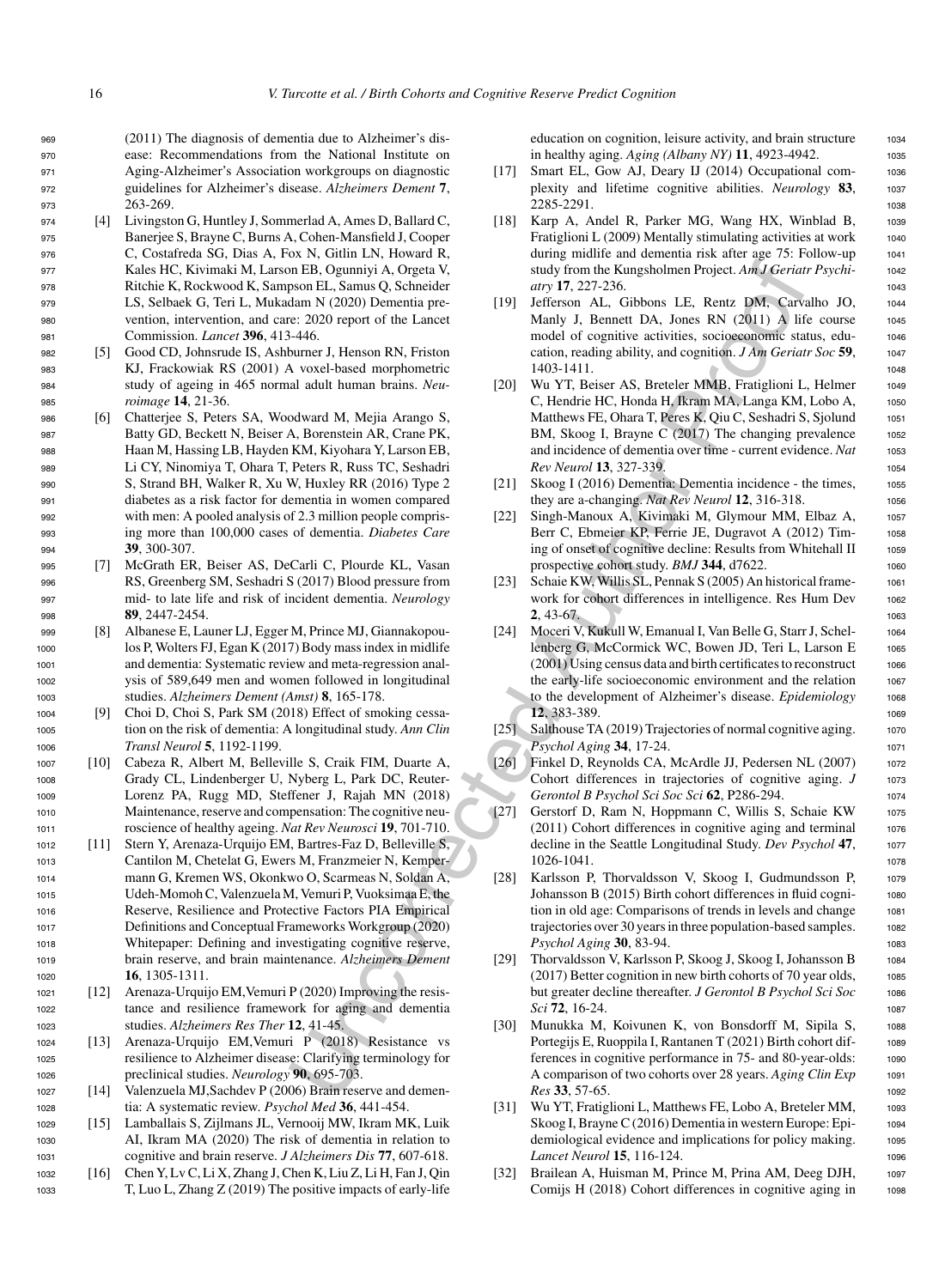(2011) The diagnosis of dementia due to Alzheimer's disease: Recommendations from the National Institute on Aging-Alzheimer's Association workgroups on diagnostic guidelines for Alzheimer's disease. *Alzheimers Dement* **7**, 263-269.

[4] Livingston G, Huntley J, Sommerlad A, Ames D, Ballard C, Banerjee S, Brayne C, Burns A, Cohen-Mansfield J, Cooper C, Costafreda SG, Dias A, Fox N, Gitlin LN, Howard R, Kales HC, Kivimaki M, Larson EB, Ogunniyi A, Orgeta V, Ritchie K, Rockwood K, Sampson EL, Samus Q, Schneider LS, Selbaek G, Teri L, Mukadam N (2020) Dementia prevention, intervention, and care: 2020 report of the Lancet Commission. *Lancet* **396**, 413-446.

[5] Good CD, Johnsrude IS, Ashburner J, Henson RN, Friston KJ, Frackowiak RS (2001) A voxel-based morphometric study of ageing in 465 normal adult human brains. *Neuroimage* **14**, 21-36.

[6] Chatterjee S, Peters SA, Woodward M, Mejia Arango S, Batty GD, Beckett N, Beiser A, Borenstein AR, Crane PK, Haan M, Hassing LB, Hayden KM, Kiyohara Y, Larson EB, Li CY, Ninomiya T, Ohara T, Peters R, Russ TC, Seshadri S, Strand BH, Walker R, Xu W, Huxley RR (2016) Type 2 diabetes as a risk factor for dementia in women compared with men: A pooled analysis of 2.3 million people comprising more than 100,000 cases of dementia. *Diabetes Care* **39**, 300-307.

[7] McGrath ER, Beiser AS, DeCarli C, Plourde KL, Vasan RS, Greenberg SM, Seshadri S (2017) Blood pressure from mid- to late life and risk of incident dementia. *Neurology* **89**, 2447-2454.

[8] Albanese E, Launer LJ, Egger M, Prince MJ, Giannakopoulos P, Wolters FJ, Egan K (2017) Body mass index in midlife and dementia: Systematic review and meta-regression analysis of 589,649 men and women followed in longitudinal studies. *Alzheimers Dement (Amst)* **8**, 165-178.

[9] Choi D, Choi S, Park SM (2018) Effect of smoking cessation on the risk of dementia: A longitudinal study. *Ann Clin Transl Neurol* **5**, 1192-1199.

[10] Cabeza R, Albert M, Belleville S, Craik FIM, Duarte A, Grady CL, Lindenberger U, Nyberg L, Park DC, Reuter-Lorenz PA, Rugg MD, Steffener J, Rajah MN (2018) Maintenance, reserve and compensation: The cognitive neuroscience of healthy ageing. *Nat Rev Neurosci* **19**, 701-710.

[11] Stern Y, Arenaza-Urquijo EM, Bartres-Faz D, Belleville S, Cantilon M, Chetelat G, Ewers M, Franzmeier N, Kempermann G, Kremen WS, Okonkwo O, Scarmeas N, Soldan A, Udeh-Momoh C, Valenzuela M, Vemuri P, Vuoksimaa E, the Reserve, Resilience and Protective Factors PIA Empirical Definitions and Conceptual Frameworks Workgroup (2020) Whitepaper: Defining and investigating cognitive reserve, brain reserve, and brain maintenance. *Alzheimers Dement* **16**, 1305-1311.

[12] Arenaza-Urquijo EM,Vemuri P (2020) Improving the resistance and resilience framework for aging and dementia studies. *Alzheimers Res Ther* **12**, 41-45.

[13] Arenaza-Urquijo EM,Vemuri P (2018) Resistance vs resilience to Alzheimer disease: Clarifying terminology for preclinical studies. *Neurology* **90**, 695-703.

[14] Valenzuela MJ,Sachdev P (2006) Brain reserve and dementia: A systematic review. *Psychol Med* **36**, 441-454.

[15] Lamballais S, Zijlmans JL, Vernooij MW, Ikram MK, Luik AI, Ikram MA (2020) The risk of dementia in relation to cognitive and brain reserve. *J Alzheimers Dis* **77**, 607-618.

[16] Chen Y, Lv C, Li X, Zhang J, Chen K, Liu Z, Li H, Fan J, Qin T, Luo L, Zhang Z (2019) The positive impacts of early-life education on cognition, leisure activity, and brain structure in healthy aging. *Aging (Albany NY)* **11**, 4923-4942.

[17] Smart EL, Gow AJ, Deary IJ (2014) Occupational complexity and lifetime cognitive abilities. *Neurology* **83**, 2285-2291.

[18] Karp A, Andel R, Parker MG, Wang HX, Winblad B, Fratiglioni L (2009) Mentally stimulating activities at work during midlife and dementia risk after age 75: Follow-up study from the Kungsholmen Project. *Am J Geriatr Psychiatry* **17**, 227-236.

[19] Jefferson AL, Gibbons LE, Rentz DM, Carvalho JO, Manly J, Bennett DA, Jones RN (2011) A life course model of cognitive activities, socioeconomic status, education, reading ability, and cognition. *J Am Geriatr Soc* **59**, 1403-1411.

[20] Wu YT, Beiser AS, Breteler MMB, Fratiglioni L, Helmer C, Hendrie HC, Honda H, Ikram MA, Langa KM, Lobo A, Matthews FE, Ohara T, Peres K, Qiu C, Seshadri S, Sjolund BM, Skoog I, Brayne C (2017) The changing prevalence and incidence of dementia over time - current evidence. *Nat Rev Neurol* **13**, 327-339.

[21] Skoog I (2016) Dementia: Dementia incidence - the times, they are a-changing. *Nat Rev Neurol* **12**, 316-318.

[22] Singh-Manoux A, Kivimaki M, Glymour MM, Elbaz A, Berr C, Ebmeier KP, Ferrie JE, Dugravot A (2012) Timing of onset of cognitive decline: Results from Whitehall II prospective cohort study. *BMJ* **344**, d7622.

[23] Schaie KW, Willis SL, Pennak S (2005) An historical framework for cohort differences in intelligence. Res Hum Dev **2**, 43-67.

[24] Moceri V, Kukull W, Emanual I, Van Belle G, Starr J, Schellenberg G, McCormick WC, Bowen JD, Teri L, Larson E (2001) Using census data and birth certificates to reconstruct the early-life socioeconomic environment and the relation to the development of Alzheimer's disease. *Epidemiology* **12**, 383-389.

[25] Salthouse TA (2019) Trajectories of normal cognitive aging. *Psychol Aging* **34**, 17-24.

[26] Finkel D, Reynolds CA, McArdle JJ, Pedersen NL (2007) Cohort differences in trajectories of cognitive aging. *J Gerontol B Psychol Sci Soc Sci* **62**, P286-294.

[27] Gerstorf D, Ram N, Hoppmann C, Willis S, Schaie KW (2011) Cohort differences in cognitive aging and terminal decline in the Seattle Longitudinal Study. *Dev Psychol* **47**, 1026-1041.

[28] Karlsson P, Thorvaldsson V, Skoog I, Gudmundsson P, Johansson B (2015) Birth cohort differences in fluid cognition in old age: Comparisons of trends in levels and change trajectories over 30 years in three population-based samples. *Psychol Aging* **30**, 83-94.

[29] Thorvaldsson V, Karlsson P, Skoog J, Skoog I, Johansson B (2017) Better cognition in new birth cohorts of 70 year olds, but greater decline thereafter. *J Gerontol B Psychol Sci Soc Sci* **72**, 16-24.

[30] Munukka M, Koivunen K, von Bonsdorff M, Sipila S, Portegijs E, Ruoppila I, Rantanen T (2021) Birth cohort differences in cognitive performance in 75- and 80-year-olds: A comparison of two cohorts over 28 years. *Aging Clin Exp Res* **33**, 57-65.

[31] Wu YT, Fratiglioni L, Matthews FE, Lobo A, Breteler MM, Skoog I, Brayne C (2016) Dementia in western Europe: Epidemiological evidence and implications for policy making. *Lancet Neurol* **15**, 116-124.

[32] Brailean A, Huisman M, Prince M, Prina AM, Deeg DJH, Comijs H (2018) Cohort differences in cognitive aging in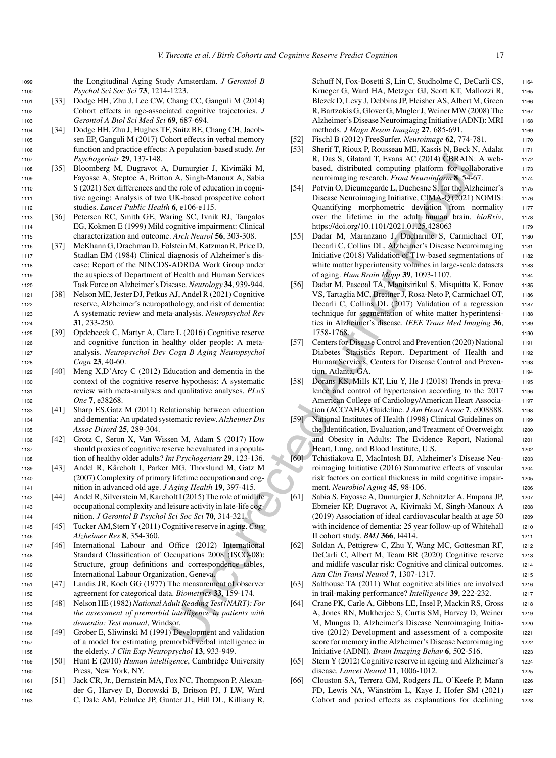the Longitudinal Aging Study Amsterdam. *J Gerontol B Psychol Sci Soc Sci* **73**, 1214-1223.

[33] Dodge HH, Zhu J, Lee CW, Chang CC, Ganguli M (2014) Cohort effects in age-associated cognitive trajectories. *J Gerontol A Biol Sci Med Sci* **69**, 687-694.

[34] Dodge HH, Zhu J, Hughes TF, Snitz BE, Chang CH, Jacobsen EP, Ganguli M (2017) Cohort effects in verbal memory function and practice effects: A population-based study. *Int Psychogeriatr* **29**, 137-148.

[35] Bloomberg M, Dugravot A, Dumurgier J, Kivimäki M, Fayosse A, Steptoe A, Britton A, Singh-Manoux A, Sabia S (2021) Sex differences and the role of education in cognitive ageing: Analysis of two UK-based prospective cohort studies. *Lancet Public Health* **6**, e106-e115.

[36] Petersen RC, Smith GE, Waring SC, Ivnik RJ, Tangalos EG, Kokmen E (1999) Mild cognitive impairment: Clinical characterization and outcome. *Arch Neurol* **56**, 303-308.

[37] McKhann G, Drachman D, Folstein M, Katzman R, Price D, Stadlan EM (1984) Clinical diagnosis of Alzheimer's disease: Report of the NINCDS-ADRDA Work Group under the auspices of Department of Health and Human Services Task Force on Alzheimer's Disease. *Neurology* **34**, 939-944.

[38] Nelson ME, Jester DJ, Petkus AJ, Andel R (2021) Cognitive reserve, Alzheimer's neuropathology, and risk of dementia: A systematic review and meta-analysis. *Neuropsychol Rev* **31**, 233-250.

[39] Opdebeeck C, Martyr A, Clare L (2016) Cognitive reserve and cognitive function in healthy older people: A meta-analysis. *Neuropsychol Dev Cogn B Aging Neuropsychol Cogn* **23**, 40-60.

[40] Meng X, D'Arcy C (2012) Education and dementia in the context of the cognitive reserve hypothesis: A systematic review with meta-analyses and qualitative analyses. *PLoS One* **7**, e38268.

[41] Sharp ES, Gatz M (2011) Relationship between education and dementia: An updated systematic review. *Alzheimer Dis Assoc Disord* **25**, 289-304.

[42] Grotz C, Seron X, Van Wissen M, Adam S (2017) How should proxies of cognitive reserve be evaluated in a population of healthy older adults? *Int Psychogeriatr* **29**, 123-136.

[43] Andel R, Kåreholt I, Parker MG, Thorslund M, Gatz M (2007) Complexity of primary lifetime occupation and cognition in advanced old age. *J Aging Health* **19**, 397-415.

[44] Andel R, Silverstein M, Kareholt I (2015) The role of midlife occupational complexity and leisure activity in late-life cognition. *J Gerontol B Psychol Sci Soc Sci* **70**, 314-321.

[45] Tucker AM, Stern Y (2011) Cognitive reserve in aging. *Curr Alzheimer Res* **8**, 354-360.

[46] International Labour and Office (2012) International Standard Classification of Occupations 2008 (ISCO-08): Structure, group definitions and correspondence tables, International Labour Organization, Geneva.

[47] Landis JR, Koch GG (1977) The measurement of observer agreement for categorical data. *Biometrics* **33**, 159-174.

[48] Nelson HE (1982) *National Adult Reading Test (NART): For the assessment of premorbid intelligence in patients with dementia: Test manual*, Windsor.

[49] Grober E, Sliwinski M (1991) Development and validation of a model for estimating premorbid verbal intelligence in the elderly. *J Clin Exp Neuropsychol* **13**, 933-949.

[50] Hunt E (2010) *Human intelligence*, Cambridge University Press, New York, NY.

[51] Jack CR, Jr., Bernstein MA, Fox NC, Thompson P, Alexander G, Harvey D, Borowski B, Britson PJ, J LW, Ward C, Dale AM, Felmlee JP, Gunter JL, Hill DL, Killiany R, Schuff N, Fox-Bosetti S, Lin C, Studholme C, DeCarli CS, Krueger G, Ward HA, Metzger GJ, Scott KT, Mallozzi R, Blezek D, Levy J, Debbins JP, Fleisher AS, Albert M, Green R, Bartzokis G, Glover G, Mugler J, Weiner MW (2008) The Alzheimer's Disease Neuroimaging Initiative (ADNI): MRI methods. *J Magn Reson Imaging* **27**, 685-691.

[52] Fischl B (2012) FreeSurfer. *Neuroimage* **62**, 774-781.

[53] Sherif T, Rioux P, Rousseau ME, Kassis N, Beck N, Adalat R, Das S, Glatard T, Evans AC (2014) CBRAIN: A web-based, distributed computing platform for collaborative neuroimaging research. *Front Neuroinform* **8**, 54-67.

[54] Potvin O, Dieumegarde L, Duchesne S, for the Alzheimer's Disease Neuroimaging Initiative, CIMA-Q (2021) NOMIS: Quantifying morphometric deviation from normality over the lifetime in the adult human brain. *bioRxiv*, https://doi.org/10.1101/2021.01.25.428063

[55] Dadar M, Maranzano J, Ducharme S, Carmichael OT, Decarli C, Collins DL, Alzheimer's Disease Neuroimaging Initiative (2018) Validation of T1w-based segmentations of white matter hyperintensity volumes in large-scale datasets of aging. *Hum Brain Mapp* **39**, 1093-1107.

[56] Dadar M, Pascoal TA, Manitsirikul S, Misquitta K, Fonov VS, Tartaglia MC, Breitner J, Rosa-Neto P, Carmichael OT, Decarli C, Collins DL (2017) Validation of a regression technique for segmentation of white matter hyperintensities in Alzheimer's disease. *IEEE Trans Med Imaging* **36**, 1758-1768.

[57] Centers for Disease Control and Prevention (2020) National Diabetes Statistics Report. Department of Health and Human Services, Centers for Disease Control and Prevention, Atlanta, GA.

[58] Dorans KS, Mills KT, Liu Y, He J (2018) Trends in prevalence and control of hypertension according to the 2017 American College of Cardiology/American Heart Association (ACC/AHA) Guideline. *J Am Heart Assoc* **7**, e008888.

[59] National Institutes of Health (1998) Clinical Guidelines on the Identification, Evaluation, and Treatment of Overweight and Obesity in Adults: The Evidence Report, National Heart, Lung, and Blood Institute, U.S.

[60] Tchistiakova E, MacIntosh BJ, Alzheimer's Disease Neuroimaging Initiative (2016) Summative effects of vascular risk factors on cortical thickness in mild cognitive impairment. *Neurobiol Aging* **45**, 98-106.

[61] Sabia S, Fayosse A, Dumurgier J, Schnitzler A, Empana JP, Ebmeier KP, Dugravot A, Kivimaki M, Singh-Manoux A (2019) Association of ideal cardiovascular health at age 50 with incidence of dementia: 25 year follow-up of Whitehall II cohort study. *BMJ* **366**, l4414.

[62] Soldan A, Pettigrew C, Zhu Y, Wang MC, Gottesman RF, DeCarli C, Albert M, Team BR (2020) Cognitive reserve and midlife vascular risk: Cognitive and clinical outcomes. *Ann Clin Transl Neurol* **7**, 1307-1317.

[63] Salthouse TA (2011) What cognitive abilities are involved in trail-making performance? *Intelligence* **39**, 222-232.

[64] Crane PK, Carle A, Gibbons LE, Insel P, Mackin RS, Gross A, Jones RN, Mukherjee S, Curtis SM, Harvey D, Weiner M, Mungas D, Alzheimer's Disease Neuroimaging Initiative (2012) Development and assessment of a composite score for memory in the Alzheimer's Disease Neuroimaging Initiative (ADNI). *Brain Imaging Behav* **6**, 502-516.

[65] Stern Y (2012) Cognitive reserve in ageing and Alzheimer's disease. *Lancet Neurol* **11**, 1006-1012.

[66] Clouston SA, Terrera GM, Rodgers JL, O'Keefe P, Mann FD, Lewis NA, Wänström L, Kaye J, Hofer SM (2021) Cohort and period effects as explanations for declining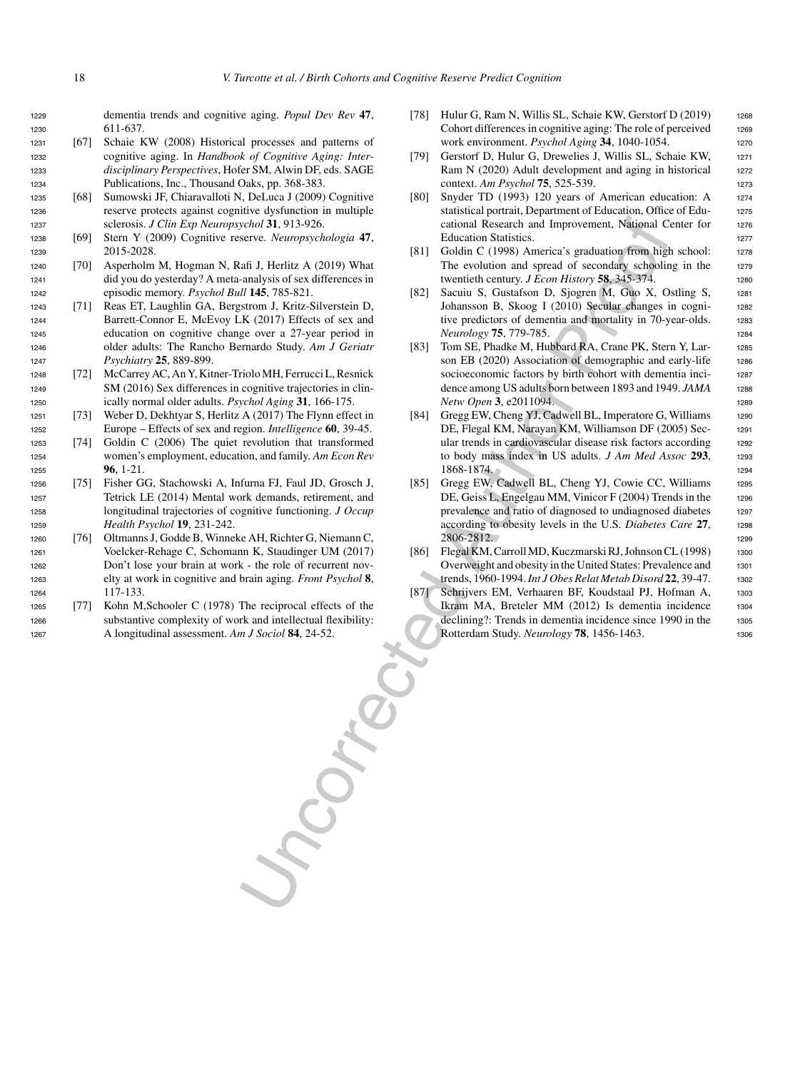dementia trends and cognitive aging. *Popul Dev Rev* **47**, 611-637.

[67] Schaie KW (2008) Historical processes and patterns of cognitive aging. In *Handbook of Cognitive Aging: Interdisciplinary Perspectives*, Hofer SM, Alwin DF, eds. SAGE Publications, Inc., Thousand Oaks, pp. 368-383.

[68] Sumowski JF, Chiaravalloti N, DeLuca J (2009) Cognitive reserve protects against cognitive dysfunction in multiple sclerosis. *J Clin Exp Neuropsychol* **31**, 913-926.

[69] Stern Y (2009) Cognitive reserve. *Neuropsychologia* **47**, 2015-2028.

[70] Asperholm M, Hogman N, Rafi J, Herlitz A (2019) What did you do yesterday? A meta-analysis of sex differences in episodic memory. *Psychol Bull* **145**, 785-821.

[71] Reas ET, Laughlin GA, Bergstrom J, Kritz-Silverstein D, Barrett-Connor E, McEvoy LK (2017) Effects of sex and education on cognitive change over a 27-year period in older adults: The Rancho Bernardo Study. *Am J Geriatr Psychiatry* **25**, 889-899.

[72] McCarrey AC, An Y, Kitner-Triolo MH, Ferrucci L, Resnick SM (2016) Sex differences in cognitive trajectories in clinically normal older adults. *Psychol Aging* **31**, 166-175.

[73] Weber D, Dekhtyar S, Herlitz A (2017) The Flynn effect in Europe – Effects of sex and region. *Intelligence* **60**, 39-45.

[74] Goldin C (2006) The quiet revolution that transformed women's employment, education, and family. *Am Econ Rev* **96**, 1-21.

[75] Fisher GG, Stachowski A, Infurna FJ, Faul JD, Grosch J, Tetrick LE (2014) Mental work demands, retirement, and longitudinal trajectories of cognitive functioning. *J Occup Health Psychol* **19**, 231-242.

[76] Oltmanns J, Godde B, Winneke AH, Richter G, Niemann C, Voelcker-Rehage C, Schomann K, Staudinger UM (2017) Don't lose your brain at work - the role of recurrent novelty at work in cognitive and brain aging. *Front Psychol* **8**, 117-133.

[77] Kohn M,Schooler C (1978) The reciprocal effects of the substantive complexity of work and intellectual flexibility: A longitudinal assessment. *Am J Sociol* **84**, 24-52.

[78] Hulur G, Ram N, Willis SL, Schaie KW, Gerstorf D (2019) Cohort differences in cognitive aging: The role of perceived work environment. *Psychol Aging* **34**, 1040-1054.

[79] Gerstorf D, Hulur G, Drewelies J, Willis SL, Schaie KW, Ram N (2020) Adult development and aging in historical context. *Am Psychol* **75**, 525-539.

[80] Snyder TD (1993) 120 years of American education: A statistical portrait, Department of Education, Office of Educational Research and Improvement, National Center for Education Statistics.

[81] Goldin C (1998) America's graduation from high school: The evolution and spread of secondary schooling in the twentieth century. *J Econ History* **58**, 345-374.

[82] Sacuiu S, Gustafson D, Sjogren M, Guo X, Ostling S, Johansson B, Skoog I (2010) Secular changes in cognitive predictors of dementia and mortality in 70-year-olds. *Neurology* **75**, 779-785.

[83] Tom SE, Phadke M, Hubbard RA, Crane PK, Stern Y, Larson EB (2020) Association of demographic and early-life socioeconomic factors by birth cohort with dementia incidence among US adults born between 1893 and 1949. *JAMA Netw Open* **3**, e2011094.

[84] Gregg EW, Cheng YJ, Cadwell BL, Imperatore G, Williams DE, Flegal KM, Narayan KM, Williamson DF (2005) Secular trends in cardiovascular disease risk factors according to body mass index in US adults. *J Am Med Assoc* **293**, 1868-1874.

[85] Gregg EW, Cadwell BL, Cheng YJ, Cowie CC, Williams DE, Geiss L, Engelgau MM, Vinicor F (2004) Trends in the prevalence and ratio of diagnosed to undiagnosed diabetes according to obesity levels in the U.S. *Diabetes Care* **27**, 2806-2812.

[86] Flegal KM, Carroll MD, Kuczmarski RJ, Johnson CL (1998) Overweight and obesity in the United States: Prevalence and trends, 1960-1994. *Int J Obes Relat Metab Disord* **22**, 39-47.

[87] Schrijvers EM, Verhaaren BF, Koudstaal PJ, Hofman A, Ikram MA, Breteler MM (2012) Is dementia incidence declining?: Trends in dementia incidence since 1990 in the Rotterdam Study. *Neurology* **78**, 1456-1463.